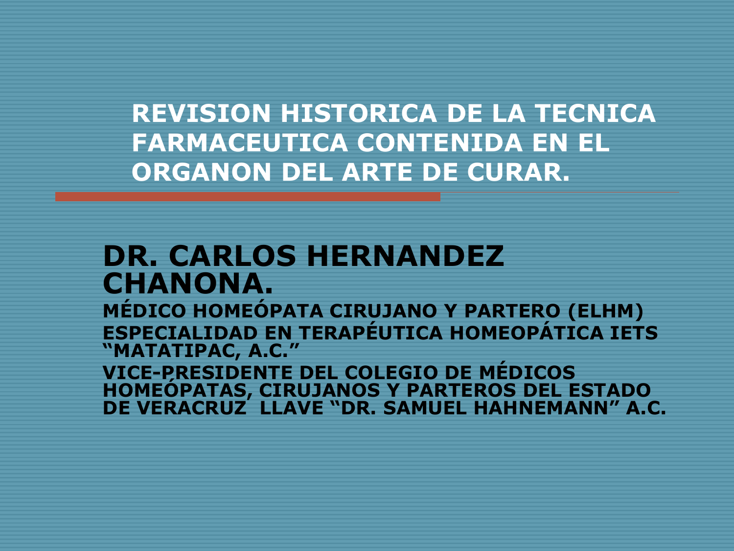# REVISION HISTORICA DE LA TECNICA FARMACEUTICA CONTENIDA EN EL ORGANON DEL ARTE DE CURAR.

## DR. CARLOS HERNANDEZ CHANONA.

**MÉDICO HOMEÓPATA CIRUJANO Y PARTERO (ELHM)**
**ESPECIALIDAD EN TERAPÉUTICA HOMEOPÁTICA IETS "MATATIPAC, A.C."**
**VICE-PRESIDENTE DEL COLEGIO DE MÉDICOS HOMEÓPATAS, CIRUJANOS Y PARTEROS DEL ESTADO DE VERACRUZ LLAVE "DR. SAMUEL HAHNEMANN" A.C.**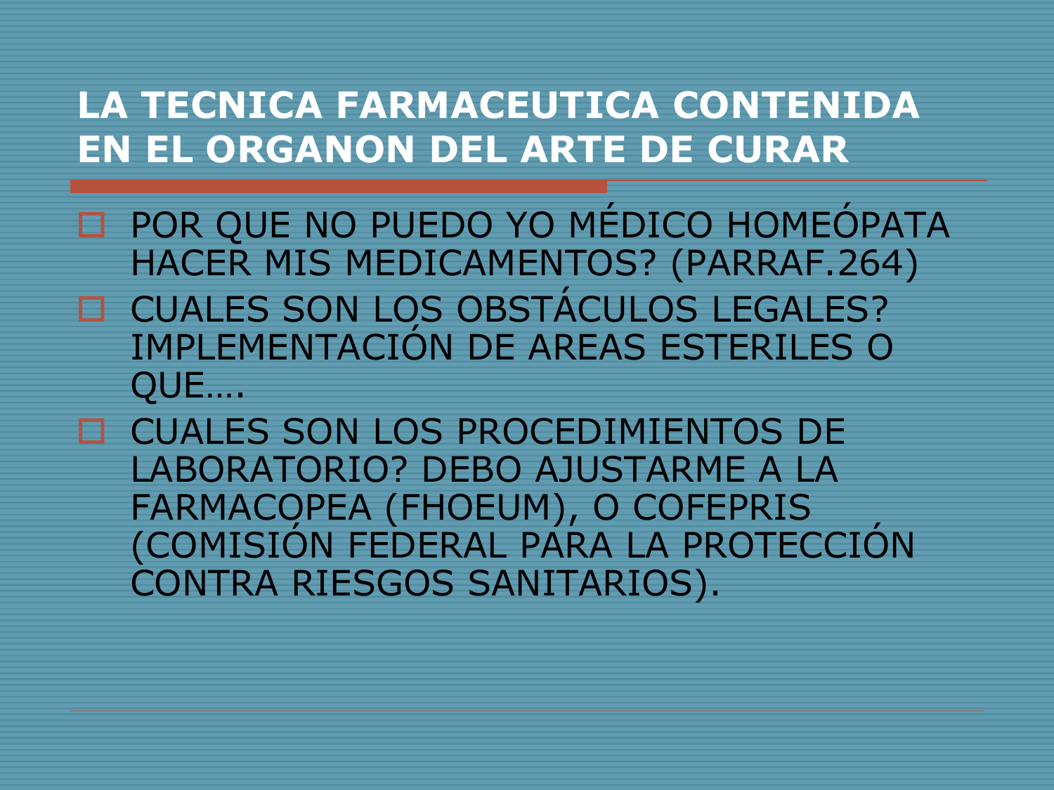# LA TECNICA FARMACEUTICA CONTENIDA EN EL ORGANON DEL ARTE DE CURAR

- POR QUE NO PUEDO YO MÉDICO HOMEÓPATA HACER MIS MEDICAMENTOS? (PARRAF.264)
- CUALES SON LOS OBSTÁCULOS LEGALES? IMPLEMENTACIÓN DE AREAS ESTERILES O QUE….
- CUALES SON LOS PROCEDIMIENTOS DE LABORATORIO? DEBO AJUSTARME A LA FARMACOPEA (FHOEUM), O COFEPRIS (COMISIÓN FEDERAL PARA LA PROTECCIÓN CONTRA RIESGOS SANITARIOS).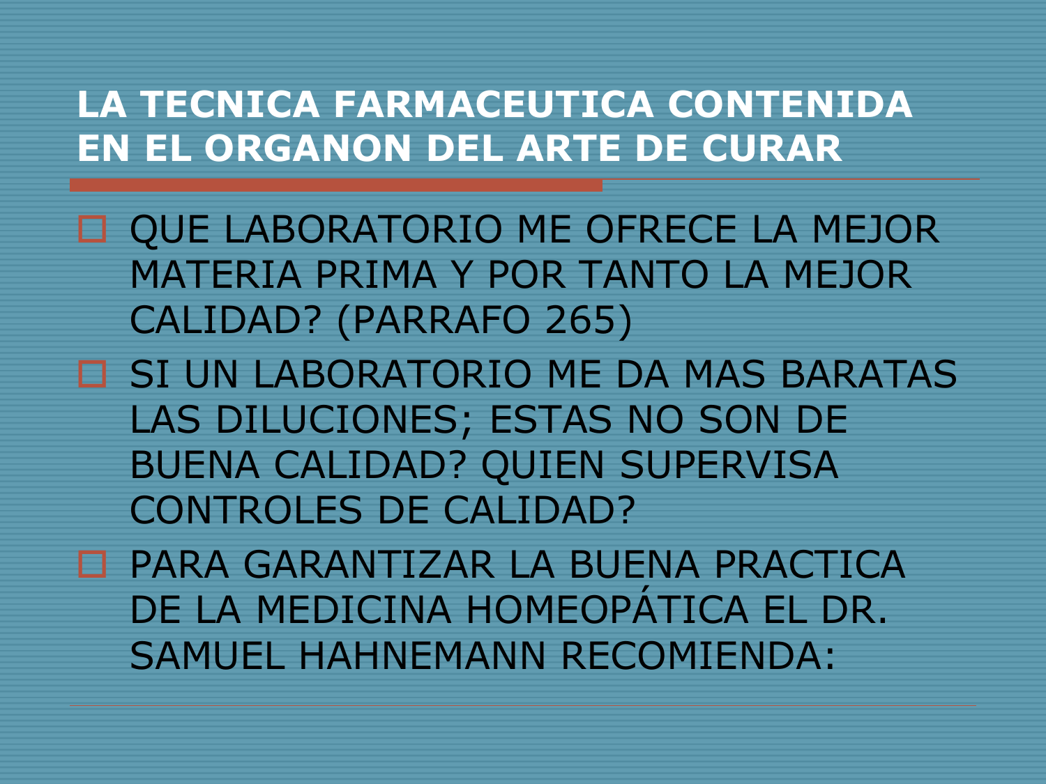# LA TECNICA FARMACEUTICA CONTENIDA EN EL ORGANON DEL ARTE DE CURAR

- QUE LABORATORIO ME OFRECE LA MEJOR MATERIA PRIMA Y POR TANTO LA MEJOR CALIDAD? (PARRAFO 265)
- SI UN LABORATORIO ME DA MAS BARATAS LAS DILUCIONES; ESTAS NO SON DE BUENA CALIDAD? QUIEN SUPERVISA CONTROLES DE CALIDAD?
- PARA GARANTIZAR LA BUENA PRACTICA DE LA MEDICINA HOMEOPÁTICA EL DR. SAMUEL HAHNEMANN RECOMIENDA: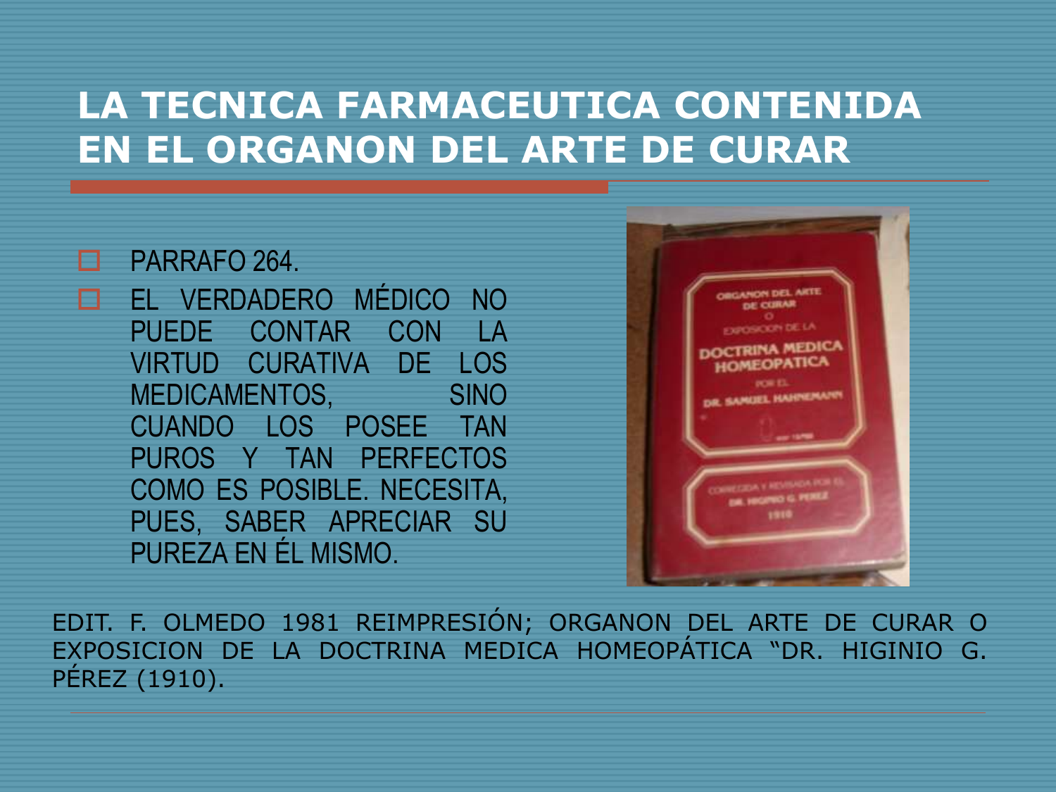# LA TECNICA FARMACEUTICA CONTENIDA EN EL ORGANON DEL ARTE DE CURAR

- PARRAFO 264.
- EL VERDADERO MÉDICO NO PUEDE CONTAR CON LA VIRTUD CURATIVA DE LOS MEDICAMENTOS, SINO CUANDO LOS POSEE TAN PUROS Y TAN PERFECTOS COMO ES POSIBLE. NECESITA, PUES, SABER APRECIAR SU PUREZA EN ÉL MISMO.

EDIT. F. OLMEDO 1981 REIMPRESIÓN; ORGANON DEL ARTE DE CURAR O EXPOSICION DE LA DOCTRINA MEDICA HOMEOPÁTICA "DR. HIGINIO G. PÉREZ (1910).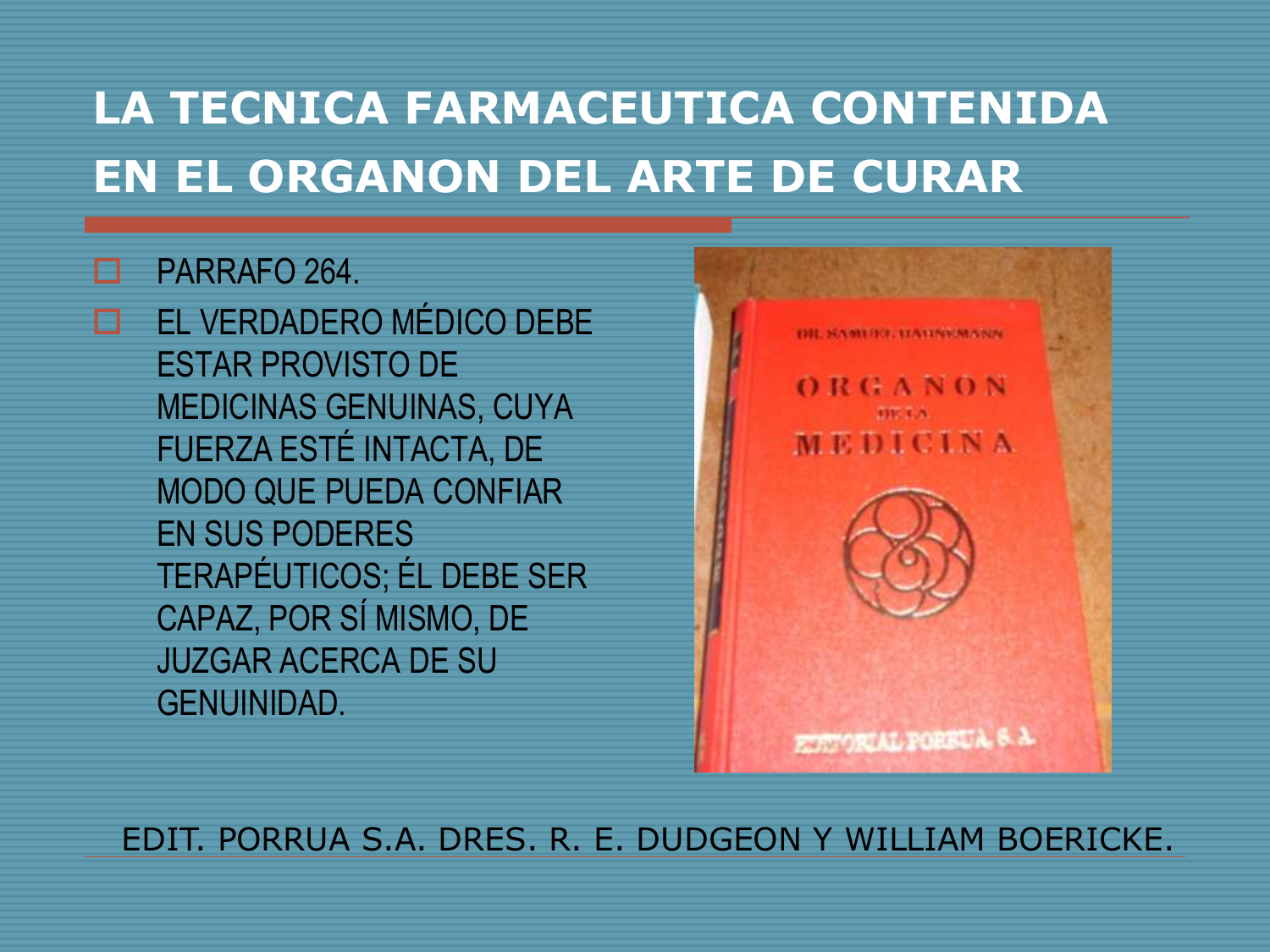# LA TECNICA FARMACEUTICA CONTENIDA EN EL ORGANON DEL ARTE DE CURAR

- PARRAFO 264.
- EL VERDADERO MÉDICO DEBE ESTAR PROVISTO DE MEDICINAS GENUINAS, CUYA FUERZA ESTÉ INTACTA, DE MODO QUE PUEDA CONFIAR EN SUS PODERES TERAPÉUTICOS; ÉL DEBE SER CAPAZ, POR SÍ MISMO, DE JUZGAR ACERCA DE SU GENUINIDAD.

EDIT. PORRUA S.A. DRES. R. E. DUDGEON Y WILLIAM BOERICKE.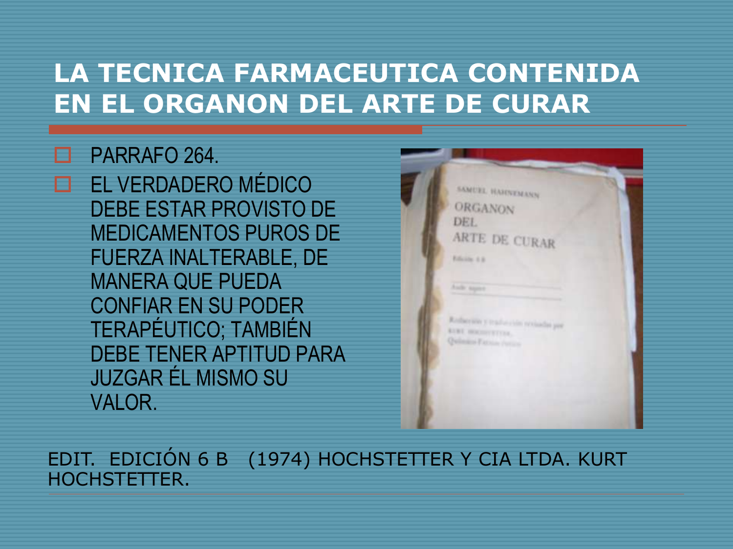# LA TECNICA FARMACEUTICA CONTENIDA EN EL ORGANON DEL ARTE DE CURAR

- PARRAFO 264.
- EL VERDADERO MÉDICO DEBE ESTAR PROVISTO DE MEDICAMENTOS PUROS DE FUERZA INALTERABLE, DE MANERA QUE PUEDA CONFIAR EN SU PODER TERAPÉUTICO; TAMBIÉN DEBE TENER APTITUD PARA JUZGAR ÉL MISMO SU VALOR.

EDIT. EDICIÓN 6 B (1974) HOCHSTETTER Y CIA LTDA. KURT HOCHSTETTER.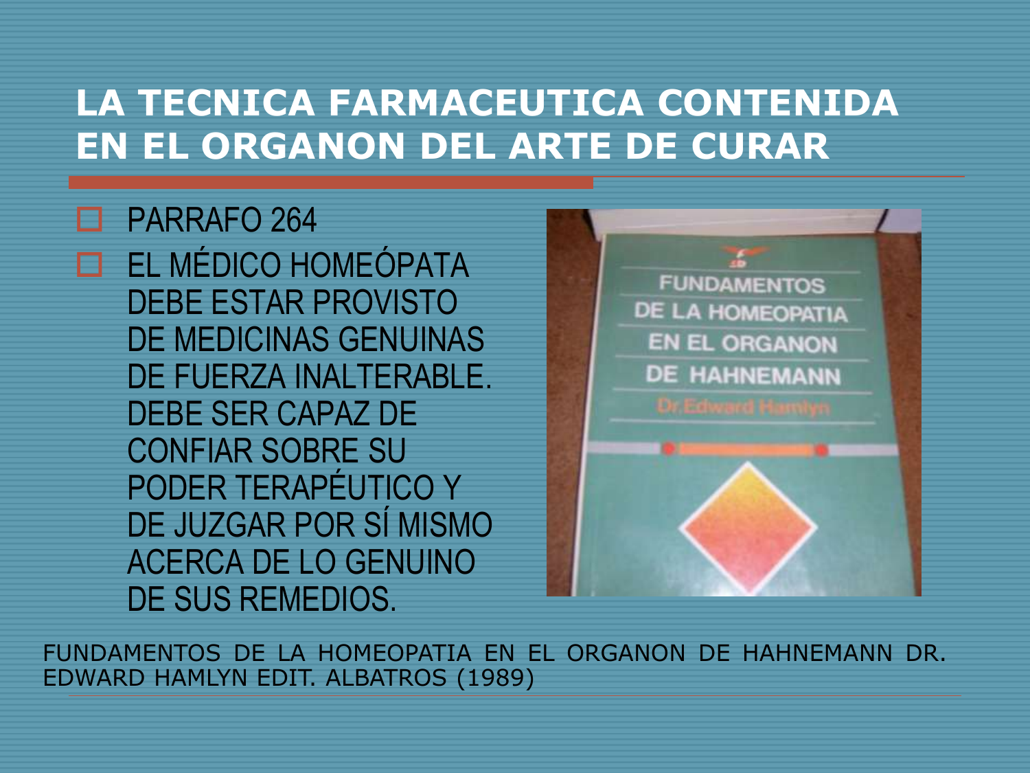# LA TECNICA FARMACEUTICA CONTENIDA EN EL ORGANON DEL ARTE DE CURAR

- PARRAFO 264
- EL MÉDICO HOMEÓPATA DEBE ESTAR PROVISTO DE MEDICINAS GENUINAS DE FUERZA INALTERABLE. DEBE SER CAPAZ DE CONFIAR SOBRE SU PODER TERAPÉUTICO Y DE JUZGAR POR SÍ MISMO ACERCA DE LO GENUINO DE SUS REMEDIOS.

FUNDAMENTOS DE LA HOMEOPATIA EN EL ORGANON DE HAHNEMANN DR. EDWARD HAMLYN EDIT. ALBATROS (1989)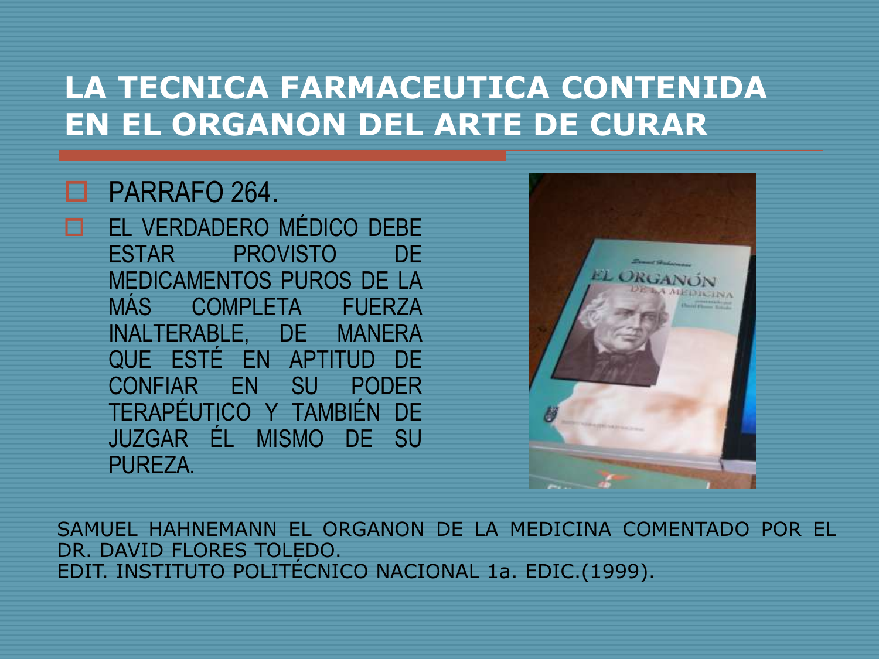# LA TECNICA FARMACEUTICA CONTENIDA EN EL ORGANON DEL ARTE DE CURAR

- PARRAFO 264.
- EL VERDADERO MÉDICO DEBE ESTAR PROVISTO DE MEDICAMENTOS PUROS DE LA MÁS COMPLETA FUERZA INALTERABLE, DE MANERA QUE ESTÉ EN APTITUD DE CONFIAR EN SU PODER TERAPÉUTICO Y TAMBIÉN DE JUZGAR ÉL MISMO DE SU PUREZA.

SAMUEL HAHNEMANN EL ORGANON DE LA MEDICINA COMENTADO POR EL DR. DAVID FLORES TOLEDO.
EDIT. INSTITUTO POLITÉCNICO NACIONAL 1a. EDIC.(1999).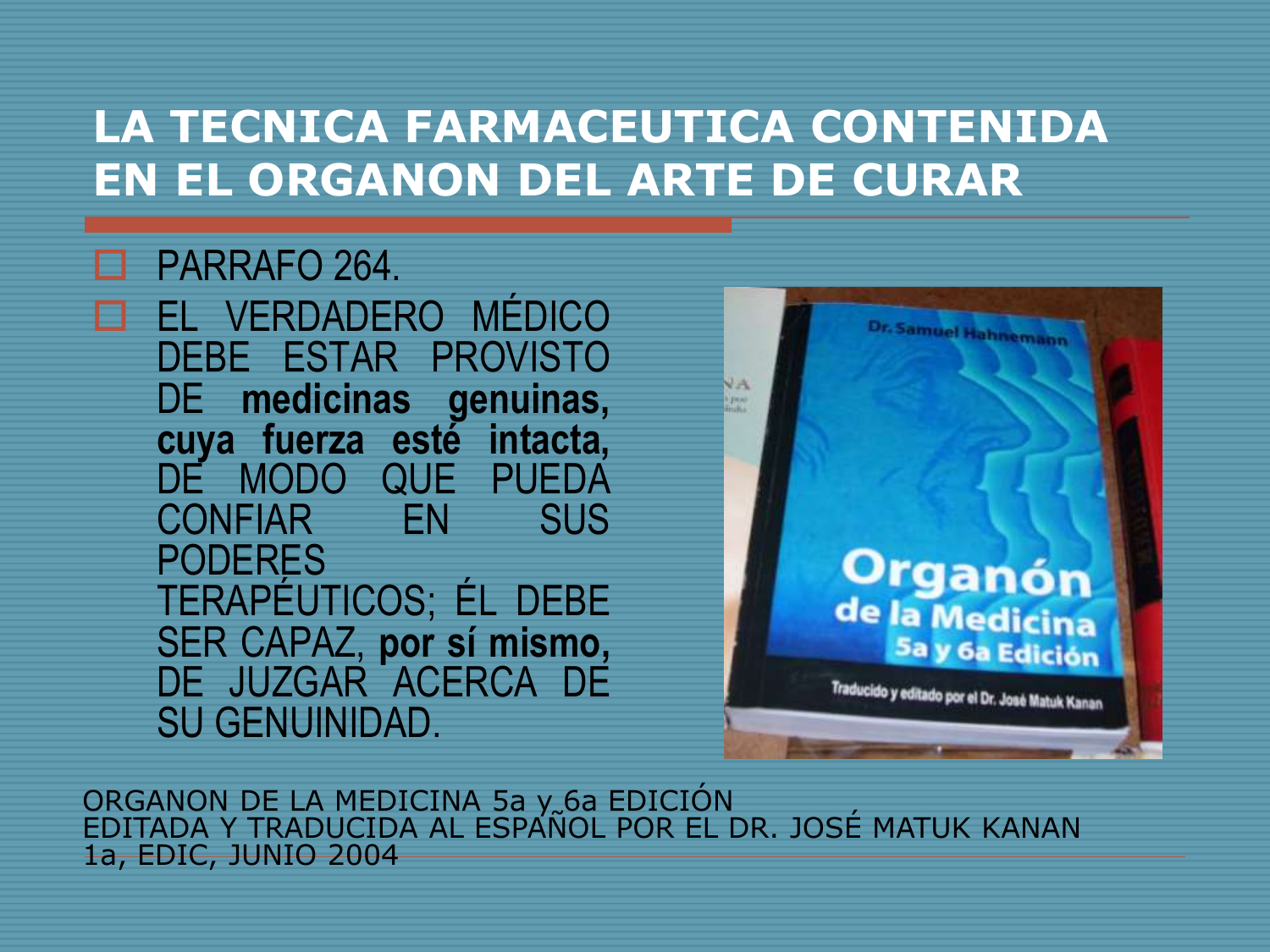# LA TECNICA FARMACEUTICA CONTENIDA EN EL ORGANON DEL ARTE DE CURAR

- PARRAFO 264.
- EL VERDADERO MÉDICO DEBE ESTAR PROVISTO DE **medicinas genuinas, cuya fuerza esté intacta,** DE MODO QUE PUEDA CONFIAR EN SUS PODERES TERAPÉUTICOS; ÉL DEBE SER CAPAZ, **por sí mismo,** DE JUZGAR ACERCA DE SU GENUINIDAD.

ORGANON DE LA MEDICINA 5a y 6a EDICIÓN
EDITADA Y TRADUCIDA AL ESPAÑOL POR EL DR. JOSÉ MATUK KANAN
1a, EDIC, JUNIO 2004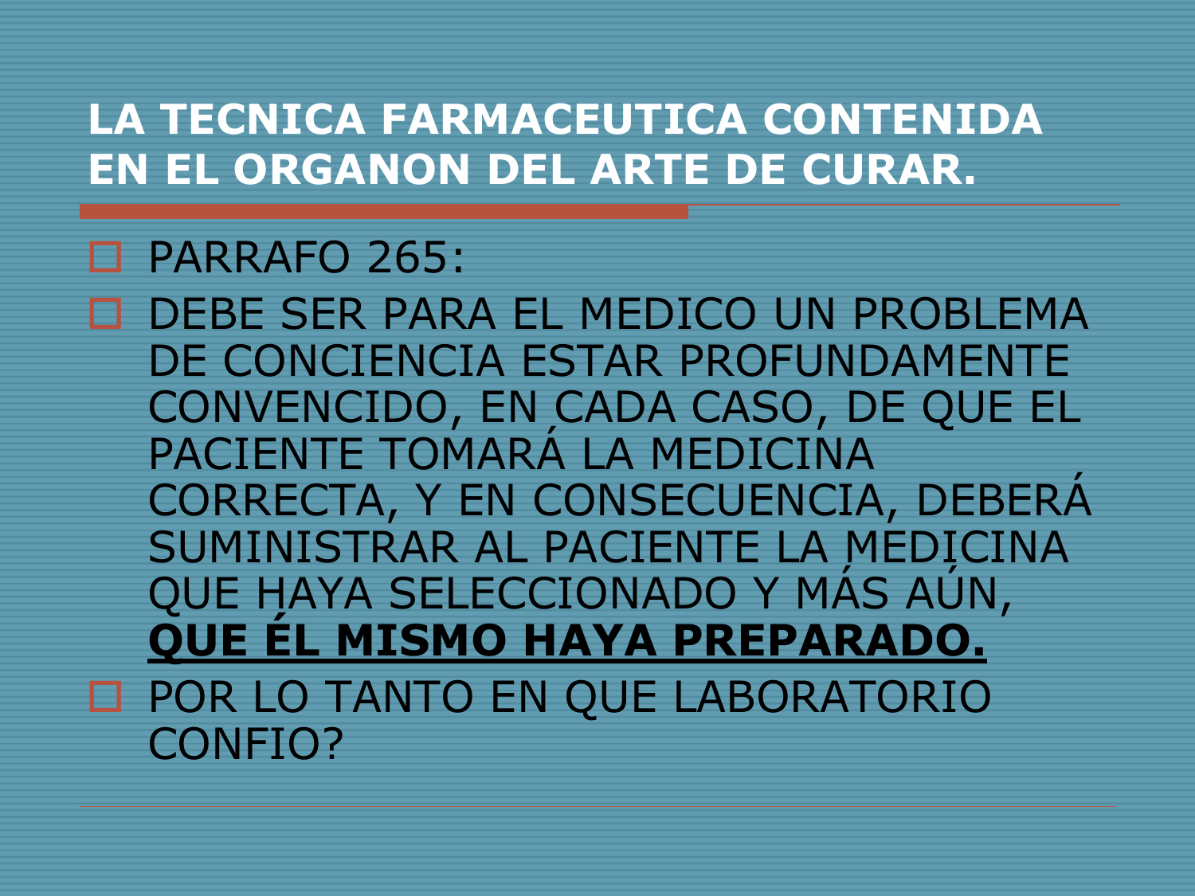# LA TECNICA FARMACEUTICA CONTENIDA EN EL ORGANON DEL ARTE DE CURAR.

- PARRAFO 265:
- DEBE SER PARA EL MEDICO UN PROBLEMA DE CONCIENCIA ESTAR PROFUNDAMENTE CONVENCIDO, EN CADA CASO, DE QUE EL PACIENTE TOMARÁ LA MEDICINA CORRECTA, Y EN CONSECUENCIA, DEBERÁ SUMINISTRAR AL PACIENTE LA MEDICINA QUE HAYA SELECCIONADO Y MÁS AÚN, **QUE ÉL MISMO HAYA PREPARADO.**
- POR LO TANTO EN QUE LABORATORIO CONFIO?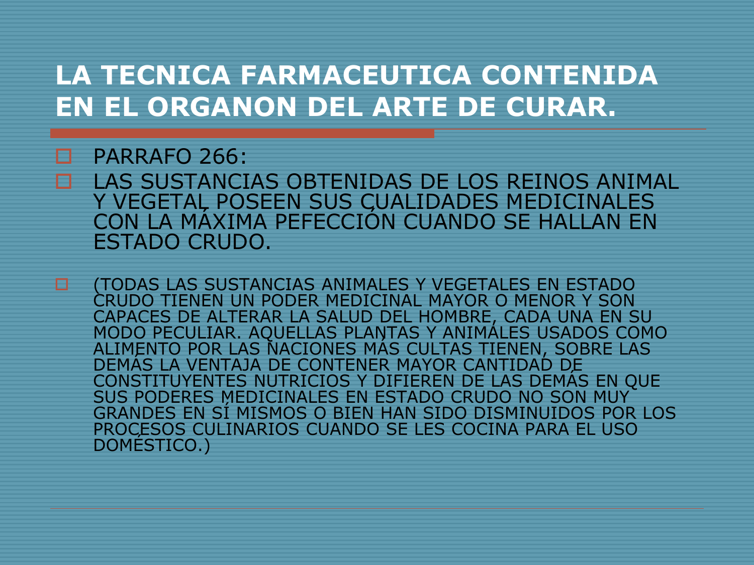# LA TECNICA FARMACEUTICA CONTENIDA EN EL ORGANON DEL ARTE DE CURAR.

- PARRAFO 266:
- LAS SUSTANCIAS OBTENIDAS DE LOS REINOS ANIMAL Y VEGETAL POSEEN SUS CUALIDADES MEDICINALES CON LA MÁXIMA PEFECCIÓN CUANDO SE HALLAN EN ESTADO CRUDO.
- (TODAS LAS SUSTANCIAS ANIMALES Y VEGETALES EN ESTADO CRUDO TIENEN UN PODER MEDICINAL MAYOR O MENOR Y SON CAPACES DE ALTERAR LA SALUD DEL HOMBRE, CADA UNA EN SU MODO PECULIAR. AQUELLAS PLANTAS Y ANIMÁLES USADOS COMO ALIMENTO POR LAS NACIONES MÁS CULTAS TIENEN, SOBRE LAS DEMÁS LA VENTAJA DE CONTENER MAYOR CANTIDAD DE CONSTITUYENTES NUTRICIOS Y DIFIEREN DE LAS DEMÁS EN QUE SUS PODERES MEDICINALES EN ESTADO CRUDO NO SON MUY GRANDES EN SÍ MISMOS O BIEN HAN SIDO DISMINUIDOS POR LOS PROCESOS CULINARIOS CUANDO SE LES COCINA PARA EL USO DOMÉSTICO.)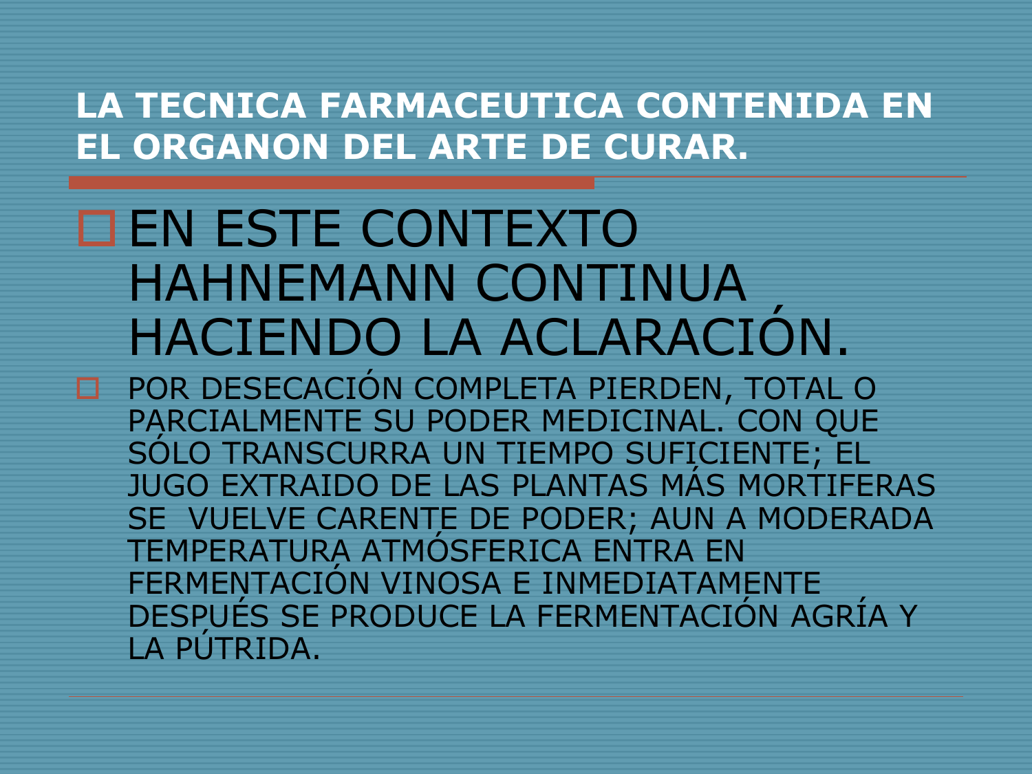# LA TECNICA FARMACEUTICA CONTENIDA EN EL ORGANON DEL ARTE DE CURAR.

- EN ESTE CONTEXTO HAHNEMANN CONTINUA HACIENDO LA ACLARACIÓN.
- POR DESECACIÓN COMPLETA PIERDEN, TOTAL O PARCIALMENTE SU PODER MEDICINAL. CON QUE SÓLO TRANSCURRA UN TIEMPO SUFICIENTE; EL JUGO EXTRAIDO DE LAS PLANTAS MÁS MORTIFERAS SE VUELVE CARENTE DE PODER; AUN A MODERADA TEMPERATURA ATMÓSFERICA ENTRA EN FERMENTACIÓN VINOSA E INMEDIATAMENTE DESPUÉS SE PRODUCE LA FERMENTACIÓN AGRÍA Y LA PÚTRIDA.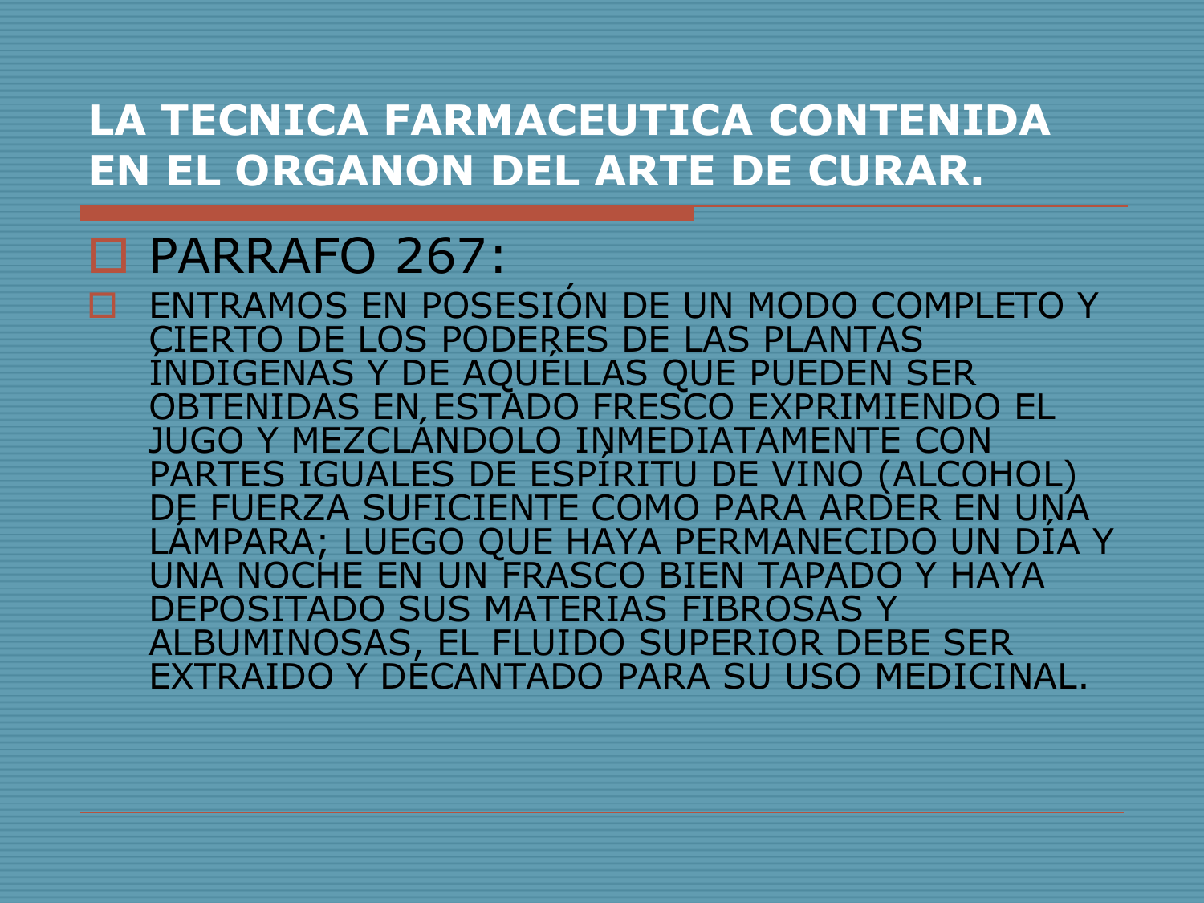# LA TECNICA FARMACEUTICA CONTENIDA EN EL ORGANON DEL ARTE DE CURAR.

- PARRAFO 267:
- ENTRAMOS EN POSESIÓN DE UN MODO COMPLETO Y CIERTO DE LOS PODERES DE LAS PLANTAS ÍNDIGENAS Y DE AQUÉLLAS QUE PUEDEN SER OBTENIDAS EN ESTADO FRESCO EXPRIMIENDO EL JUGO Y MEZCLÁNDOLO INMEDIATAMENTE CON PARTES IGUALES DE ESPÍRITU DE VINO (ALCOHOL) DE FUERZA SUFICIENTE COMO PARA ARDER EN UNA LÁMPARA; LUEGO QUE HAYA PERMANECIDO UN DÍA Y UNA NOCHE EN UN FRASCO BIEN TAPADO Y HAYA DEPOSITADO SUS MATERIAS FIBROSAS Y ALBUMINOSAS, EL FLUIDO SUPERIOR DEBE SER EXTRAIDO Y DECANTADO PARA SU USO MEDICINAL.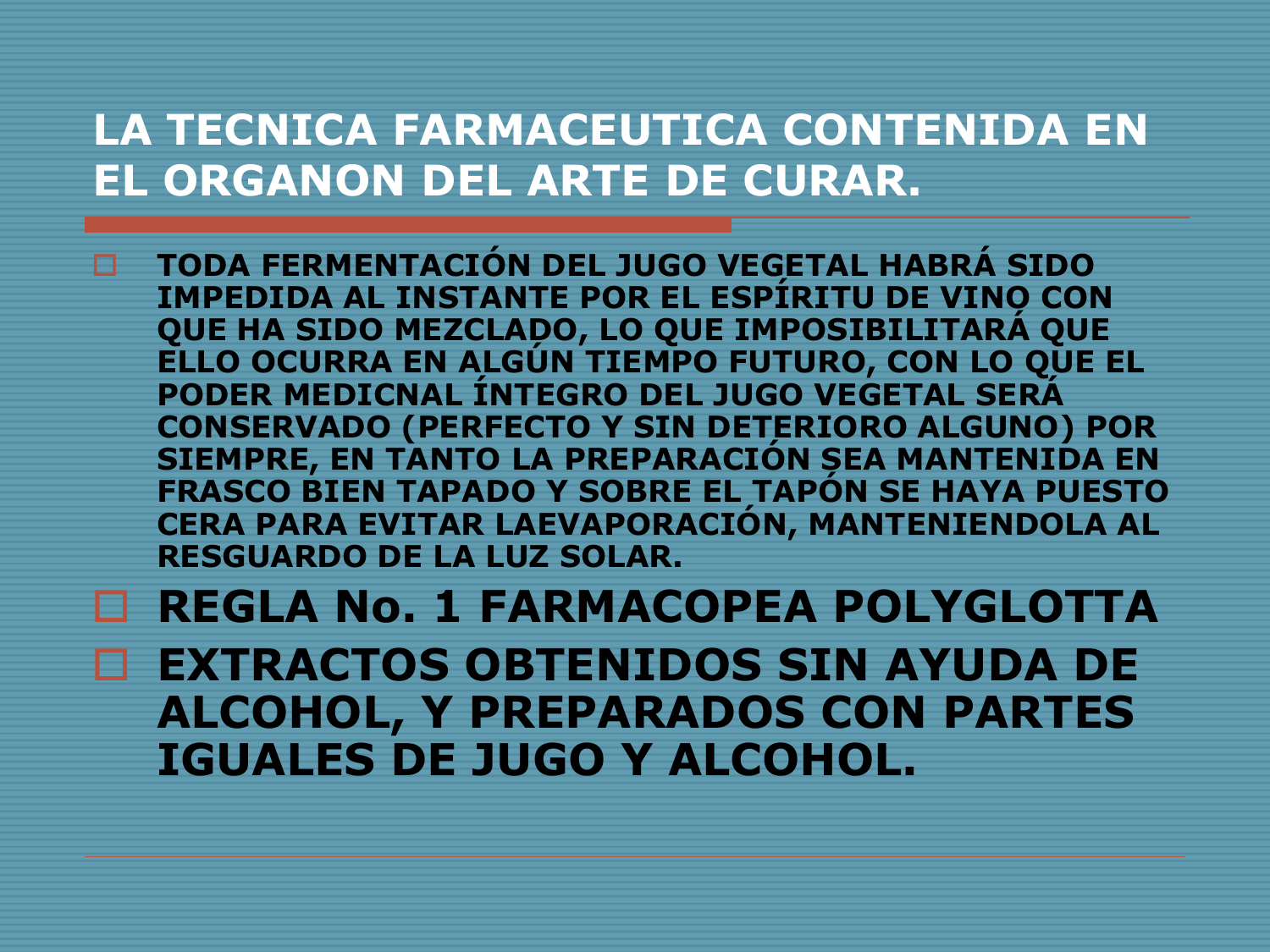# LA TECNICA FARMACEUTICA CONTENIDA EN EL ORGANON DEL ARTE DE CURAR.

- **TODA FERMENTACIÓN DEL JUGO VEGETAL HABRÁ SIDO IMPEDIDA AL INSTANTE POR EL ESPÍRITU DE VINO CON QUE HA SIDO MEZCLADO, LO QUE IMPOSIBILITARÁ QUE ELLO OCURRA EN ALGÚN TIEMPO FUTURO, CON LO QUE EL PODER MEDICNAL ÍNTEGRO DEL JUGO VEGETAL SERÁ CONSERVADO (PERFECTO Y SIN DETERIORO ALGUNO) POR SIEMPRE, EN TANTO LA PREPARACIÓN SEA MANTENIDA EN FRASCO BIEN TAPADO Y SOBRE EL TAPÓN SE HAYA PUESTO CERA PARA EVITAR LAEVAPORACIÓN, MANTENIENDOLA AL RESGUARDO DE LA LUZ SOLAR.**
- **REGLA No. 1 FARMACOPEA POLYGLOTTA**
- **EXTRACTOS OBTENIDOS SIN AYUDA DE ALCOHOL, Y PREPARADOS CON PARTES IGUALES DE JUGO Y ALCOHOL.**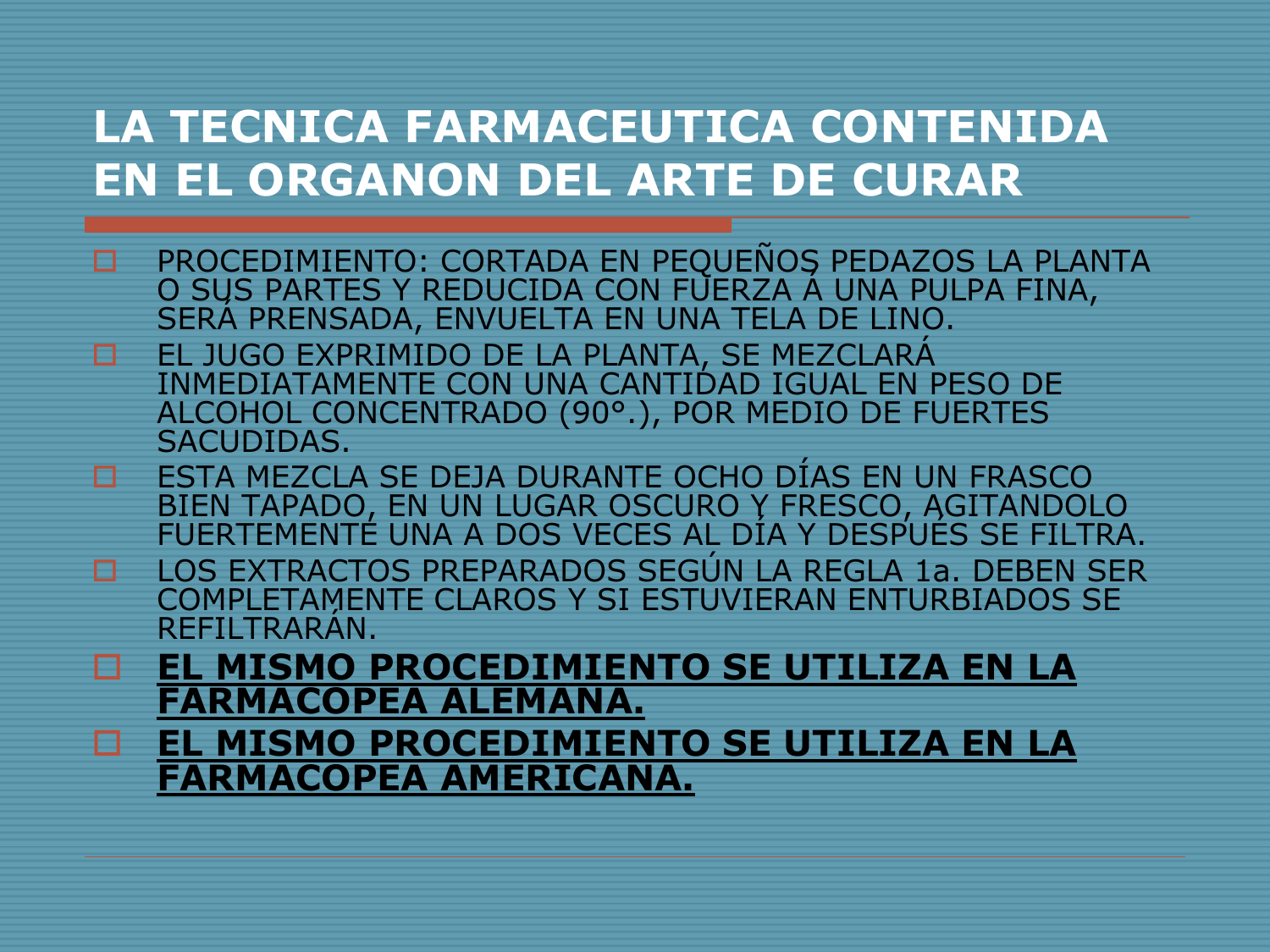# LA TECNICA FARMACEUTICA CONTENIDA EN EL ORGANON DEL ARTE DE CURAR

- PROCEDIMIENTO: CORTADA EN PEQUEÑOS PEDAZOS LA PLANTA O SUS PARTES Y REDUCIDA CON FUERZA A UNA PULPA FINA, SERÁ PRENSADA, ENVUELTA EN UNA TELA DE LINO.
- EL JUGO EXPRIMIDO DE LA PLANTA, SE MEZCLARÁ INMEDIATAMENTE CON UNA CANTIDAD IGUAL EN PESO DE ALCOHOL CONCENTRADO (90°.), POR MEDIO DE FUERTES SACUDIDAS.
- ESTA MEZCLA SE DEJA DURANTE OCHO DÍAS EN UN FRASCO BIEN TAPADO, EN UN LUGAR OSCURO Y FRESCO, AGITANDOLO FUERTEMENTE UNA A DOS VECES AL DÍA Y DESPUÉS SE FILTRA.
- LOS EXTRACTOS PREPARADOS SEGÚN LA REGLA 1a. DEBEN SER COMPLETAMENTE CLAROS Y SI ESTUVIERAN ENTURBIADOS SE REFILTRARÁN.
- **EL MISMO PROCEDIMIENTO SE UTILIZA EN LA FARMACOPEA ALEMANA.**
- **EL MISMO PROCEDIMIENTO SE UTILIZA EN LA FARMACOPEA AMERICANA.**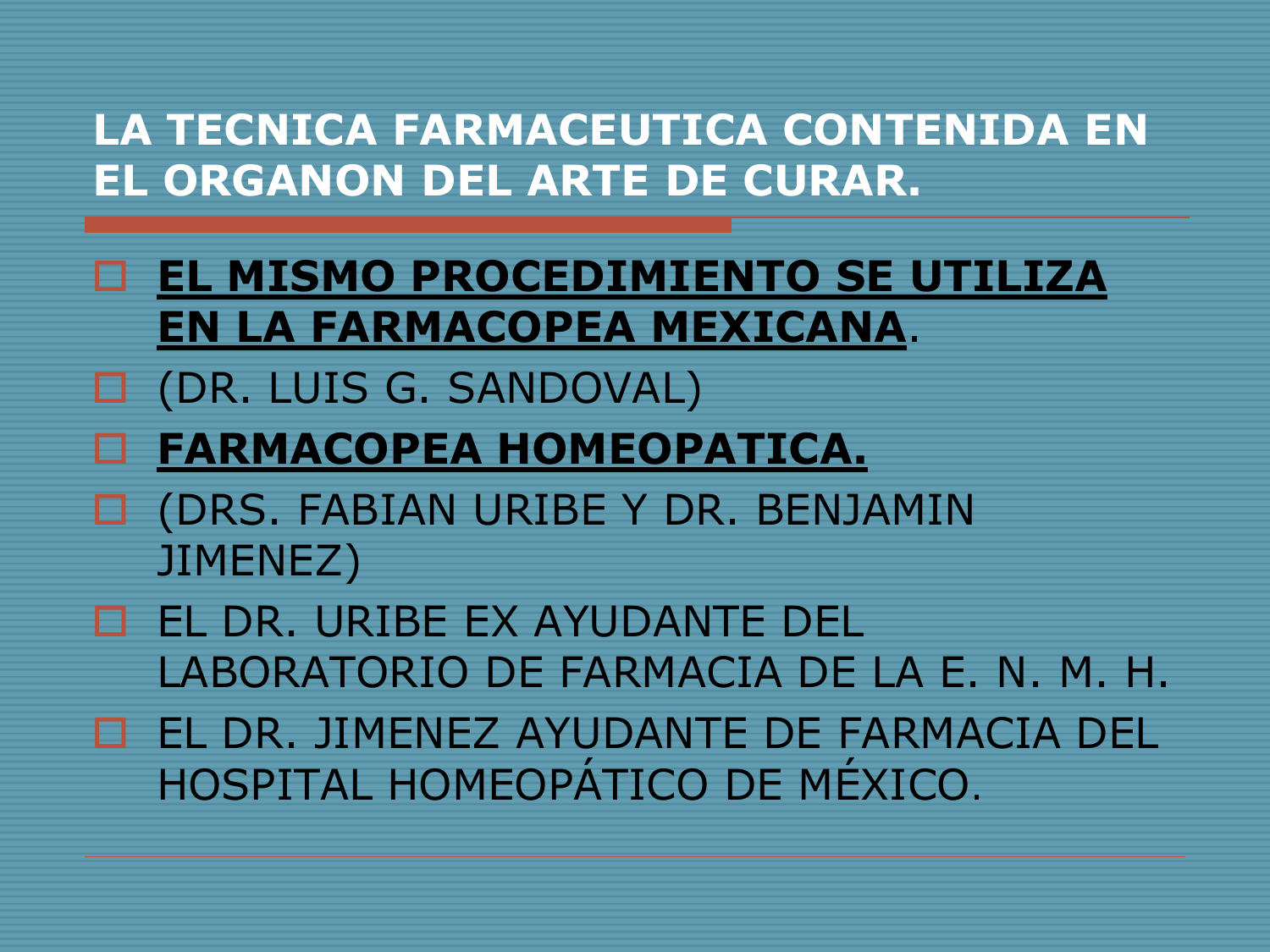## LA TECNICA FARMACEUTICA CONTENIDA EN EL ORGANON DEL ARTE DE CURAR.

- **EL MISMO PROCEDIMIENTO SE UTILIZA EN LA FARMACOPEA MEXICANA**.
- (DR. LUIS G. SANDOVAL)
- **FARMACOPEA HOMEOPATICA.**
- (DRS. FABIAN URIBE Y DR. BENJAMIN JIMENEZ)
- EL DR. URIBE EX AYUDANTE DEL LABORATORIO DE FARMACIA DE LA E. N. M. H.
- EL DR. JIMENEZ AYUDANTE DE FARMACIA DEL HOSPITAL HOMEOPÁTICO DE MÉXICO.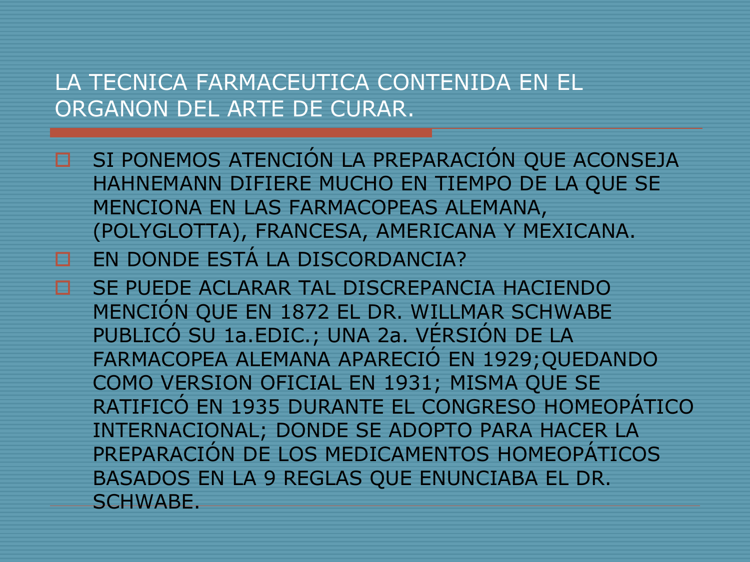# LA TECNICA FARMACEUTICA CONTENIDA EN EL ORGANON DEL ARTE DE CURAR.

- SI PONEMOS ATENCIÓN LA PREPARACIÓN QUE ACONSEJA HAHNEMANN DIFIERE MUCHO EN TIEMPO DE LA QUE SE MENCIONA EN LAS FARMACOPEAS ALEMANA, (POLYGLOTTA), FRANCESA, AMERICANA Y MEXICANA.
- EN DONDE ESTÁ LA DISCORDANCIA?
- SE PUEDE ACLARAR TAL DISCREPANCIA HACIENDO MENCIÓN QUE EN 1872 EL DR. WILLMAR SCHWABE PUBLICÓ SU 1a.EDIC.; UNA 2a. VÉRSIÓN DE LA FARMACOPEA ALEMANA APARECIÓ EN 1929;QUEDANDO COMO VERSION OFICIAL EN 1931; MISMA QUE SE RATIFICÓ EN 1935 DURANTE EL CONGRESO HOMEOPÁTICO INTERNACIONAL; DONDE SE ADOPTO PARA HACER LA PREPARACIÓN DE LOS MEDICAMENTOS HOMEOPÁTICOS BASADOS EN LA 9 REGLAS QUE ENUNCIABA EL DR. SCHWABE.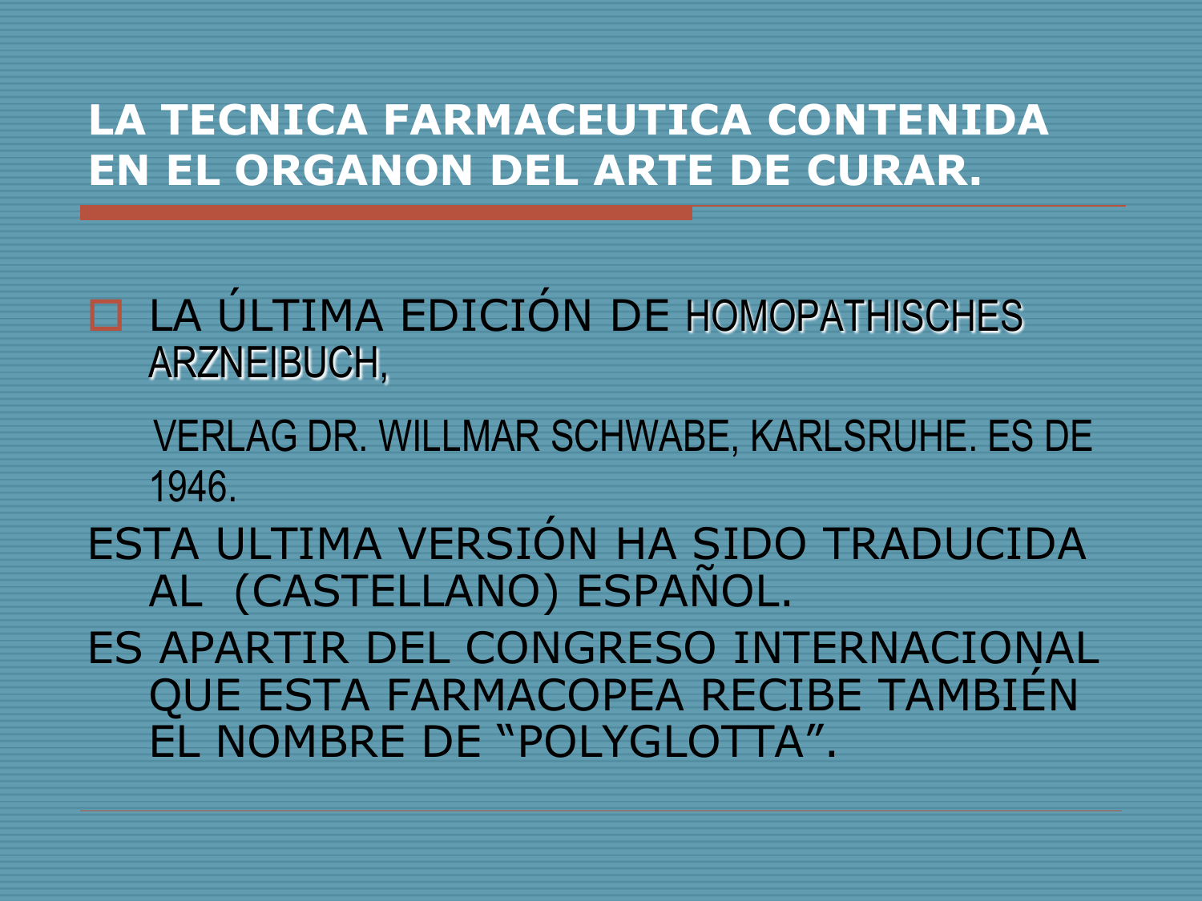# LA TECNICA FARMACEUTICA CONTENIDA EN EL ORGANON DEL ARTE DE CURAR.

- LA ÚLTIMA EDICIÓN DE HOMOPATHISCHES ARZNEIBUCH,

  VERLAG DR. WILLMAR SCHWABE, KARLSRUHE. ES DE 1946.

ESTA ULTIMA VERSIÓN HA SIDO TRADUCIDA AL (CASTELLANO) ESPAÑOL.

ES APARTIR DEL CONGRESO INTERNACIONAL QUE ESTA FARMACOPEA RECIBE TAMBIÉN EL NOMBRE DE “POLYGLOTTA”.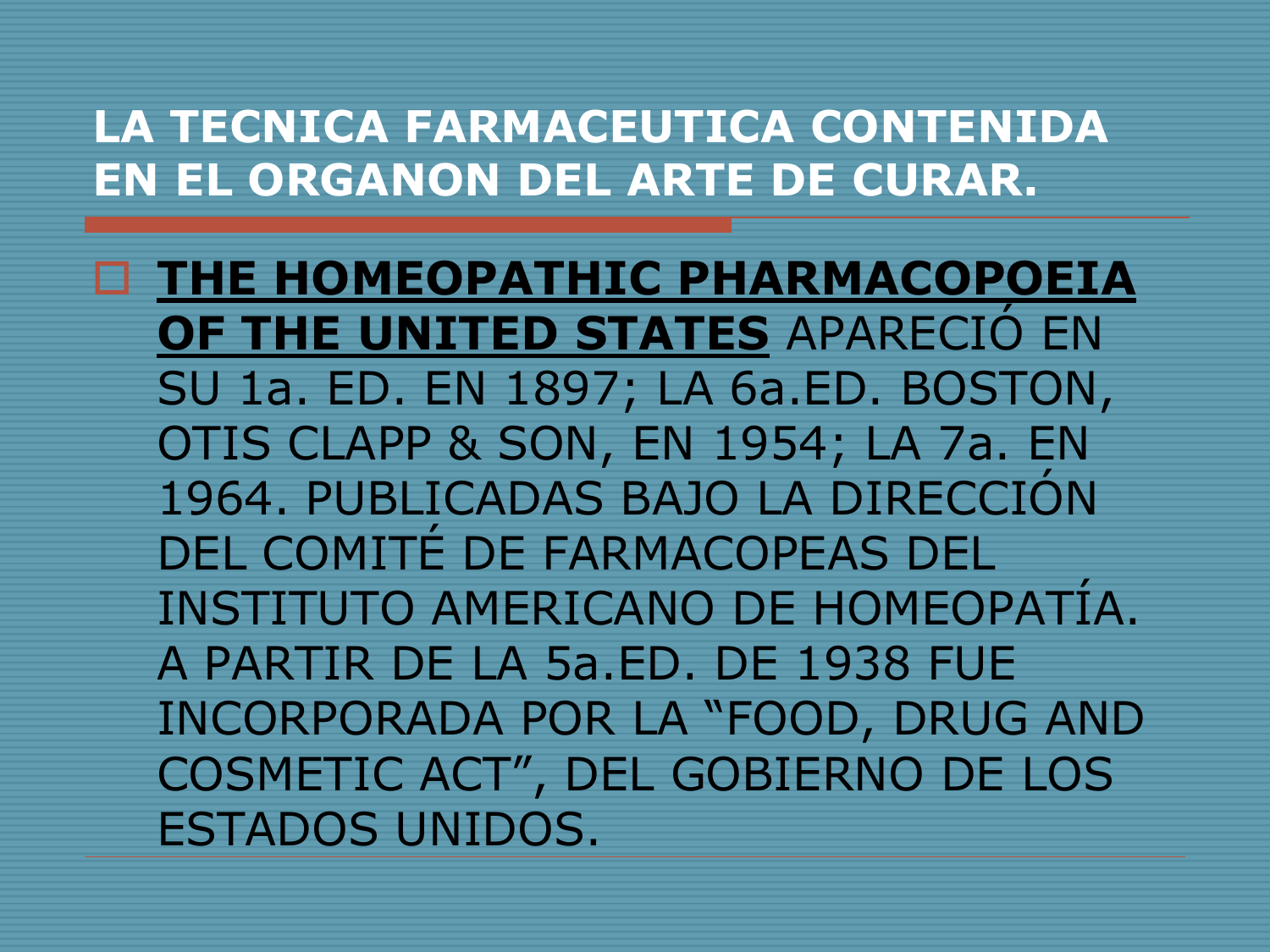# LA TECNICA FARMACEUTICA CONTENIDA EN EL ORGANON DEL ARTE DE CURAR.

- **THE HOMEOPATHIC PHARMACOPOEIA OF THE UNITED STATES** APARECIÓ EN SU 1a. ED. EN 1897; LA 6a.ED. BOSTON, OTIS CLAPP & SON, EN 1954; LA 7a. EN 1964. PUBLICADAS BAJO LA DIRECCIÓN DEL COMITÉ DE FARMACOPEAS DEL INSTITUTO AMERICANO DE HOMEOPATÍA. A PARTIR DE LA 5a.ED. DE 1938 FUE INCORPORADA POR LA "FOOD, DRUG AND COSMETIC ACT", DEL GOBIERNO DE LOS ESTADOS UNIDOS.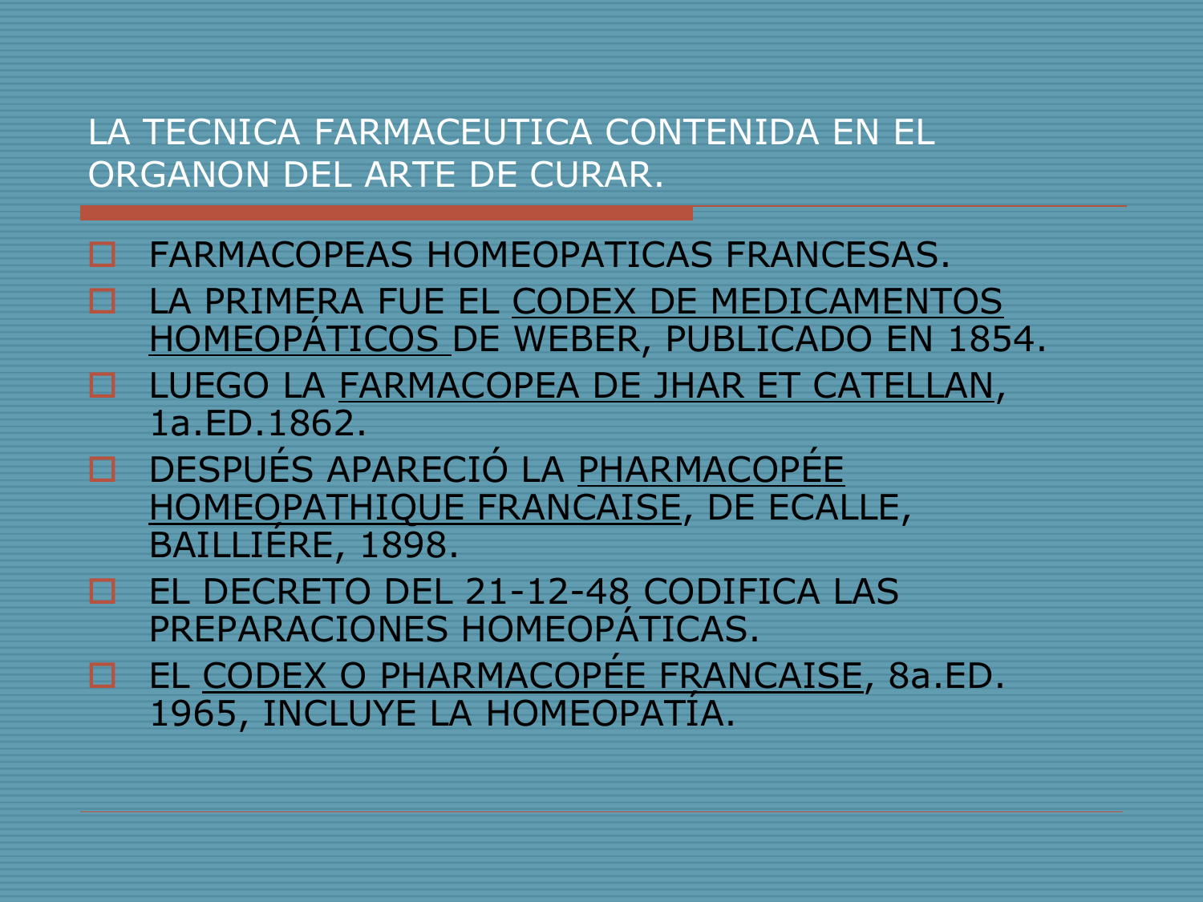## LA TECNICA FARMACEUTICA CONTENIDA EN EL ORGANON DEL ARTE DE CURAR.

- FARMACOPEAS HOMEOPATICAS FRANCESAS.
- LA PRIMERA FUE EL CODEX DE MEDICAMENTOS HOMEOPÁTICOS DE WEBER, PUBLICADO EN 1854.
- LUEGO LA FARMACOPEA DE JHAR ET CATELLAN, 1a.ED.1862.
- DESPUÉS APARECIÓ LA PHARMACOPÉE HOMEOPATHIQUE FRANCAISE, DE ECALLE, BAILLIÉRE, 1898.
- EL DECRETO DEL 21-12-48 CODIFICA LAS PREPARACIONES HOMEOPÁTICAS.
- EL CODEX O PHARMACOPÉE FRANCAISE, 8a.ED. 1965, INCLUYE LA HOMEOPATÍA.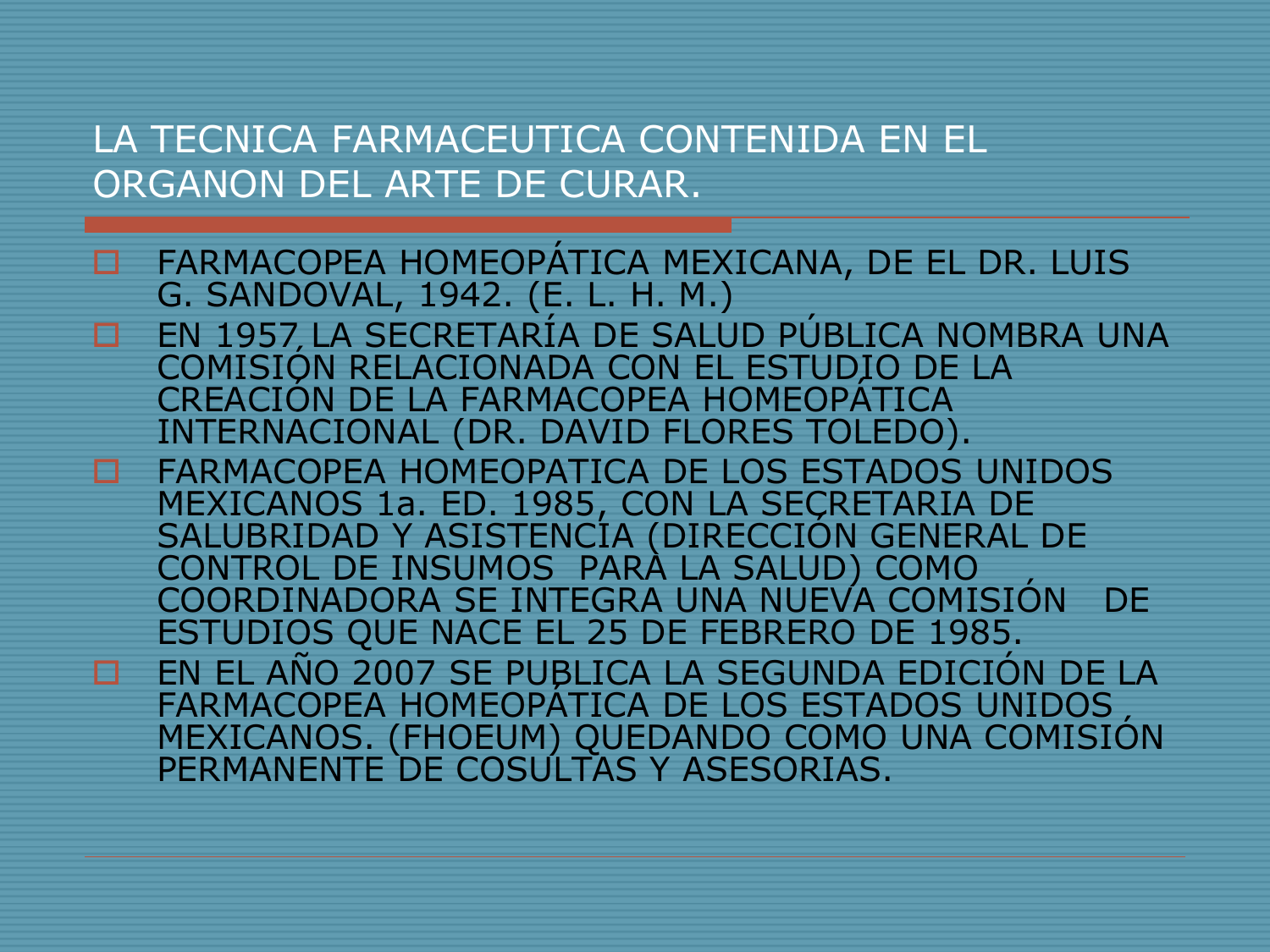# LA TECNICA FARMACEUTICA CONTENIDA EN EL ORGANON DEL ARTE DE CURAR.

- FARMACOPEA HOMEOPÁTICA MEXICANA, DE EL DR. LUIS G. SANDOVAL, 1942. (E. L. H. M.)
- EN 1957 LA SECRETARÍA DE SALUD PÚBLICA NOMBRA UNA COMISIÓN RELACIONADA CON EL ESTUDIO DE LA CREACIÓN DE LA FARMACOPEA HOMEOPÁTICA INTERNACIONAL (DR. DAVID FLORES TOLEDO).
- FARMACOPEA HOMEOPATICA DE LOS ESTADOS UNIDOS MEXICANOS 1a. ED. 1985, CON LA SECRETARIA DE SALUBRIDAD Y ASISTENCIA (DIRECCIÓN GENERAL DE CONTROL DE INSUMOS PARA LA SALUD) COMO COORDINADORA SE INTEGRA UNA NUEVA COMISIÓN DE ESTUDIOS QUE NACE EL 25 DE FEBRERO DE 1985.
- EN EL AÑO 2007 SE PUBLICA LA SEGUNDA EDICIÓN DE LA FARMACOPEA HOMEOPÁTICA DE LOS ESTADOS UNIDOS MEXICANOS. (FHOEUM) QUEDANDO COMO UNA COMISIÓN PERMANENTE DE COSULTAS Y ASESORIAS.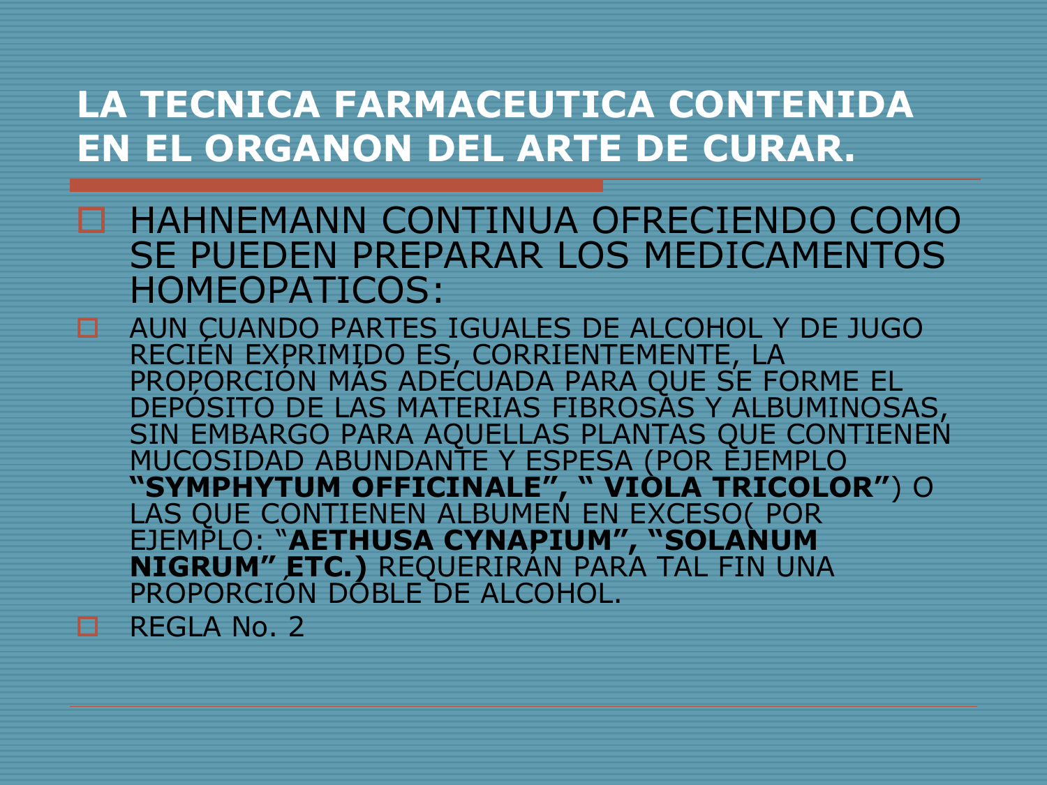# LA TECNICA FARMACEUTICA CONTENIDA EN EL ORGANON DEL ARTE DE CURAR.

- HAHNEMANN CONTINUA OFRECIENDO COMO SE PUEDEN PREPARAR LOS MEDICAMENTOS HOMEOPATICOS:
- AUN CUANDO PARTES IGUALES DE ALCOHOL Y DE JUGO RECIÉN EXPRIMIDO ES, CORRIENTEMENTE, LA PROPORCIÓN MÁS ADECUADA PARA QUE SE FORME EL DEPÓSITO DE LAS MATERIAS FIBROSAS Y ALBUMINOSAS, SIN EMBARGO PARA AQUELLAS PLANTAS QUE CONTIENEN MUCOSIDAD ABUNDANTE Y ESPESA (POR EJEMPLO **"SYMPHYTUM OFFICINALE", " VIOLA TRICOLOR"**) O LAS QUE CONTIENEN ALBUMEN EN EXCESO( POR EJEMPLO: "**AETHUSA CYNAPIUM", "SOLANUM NIGRUM" ETC.)** REQUERIRÁN PARA TAL FIN UNA PROPORCIÓN DOBLE DE ALCOHOL.
- REGLA No. 2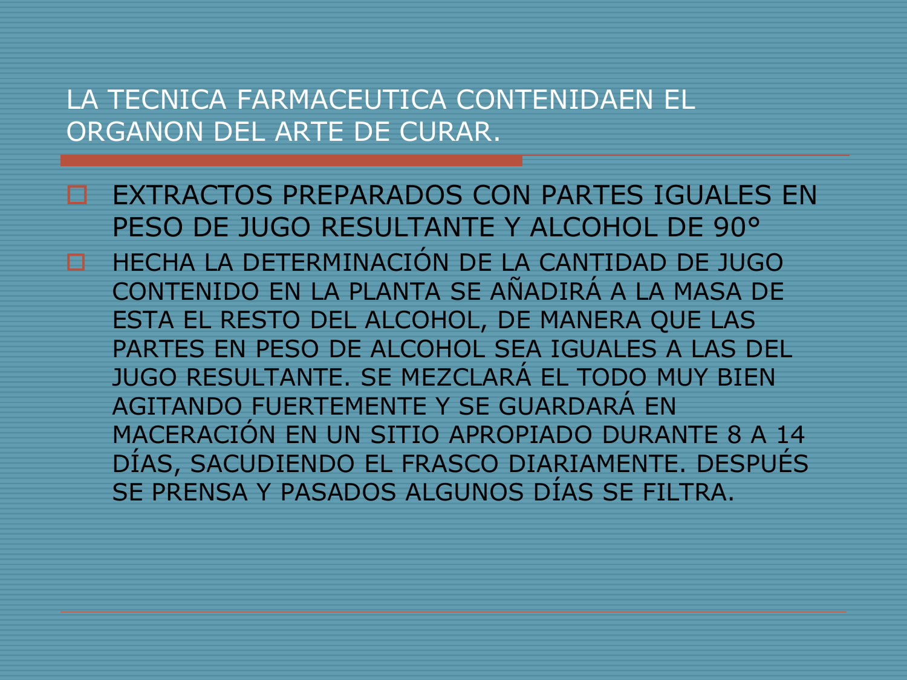# LA TECNICA FARMACEUTICA CONTENIDAEN EL ORGANON DEL ARTE DE CURAR.

- EXTRACTOS PREPARADOS CON PARTES IGUALES EN PESO DE JUGO RESULTANTE Y ALCOHOL DE 90°
- HECHA LA DETERMINACIÓN DE LA CANTIDAD DE JUGO CONTENIDO EN LA PLANTA SE AÑADIRÁ A LA MASA DE ESTA EL RESTO DEL ALCOHOL, DE MANERA QUE LAS PARTES EN PESO DE ALCOHOL SEA IGUALES A LAS DEL JUGO RESULTANTE. SE MEZCLARÁ EL TODO MUY BIEN AGITANDO FUERTEMENTE Y SE GUARDARÁ EN MACERACIÓN EN UN SITIO APROPIADO DURANTE 8 A 14 DÍAS, SACUDIENDO EL FRASCO DIARIAMENTE. DESPUÉS SE PRENSA Y PASADOS ALGUNOS DÍAS SE FILTRA.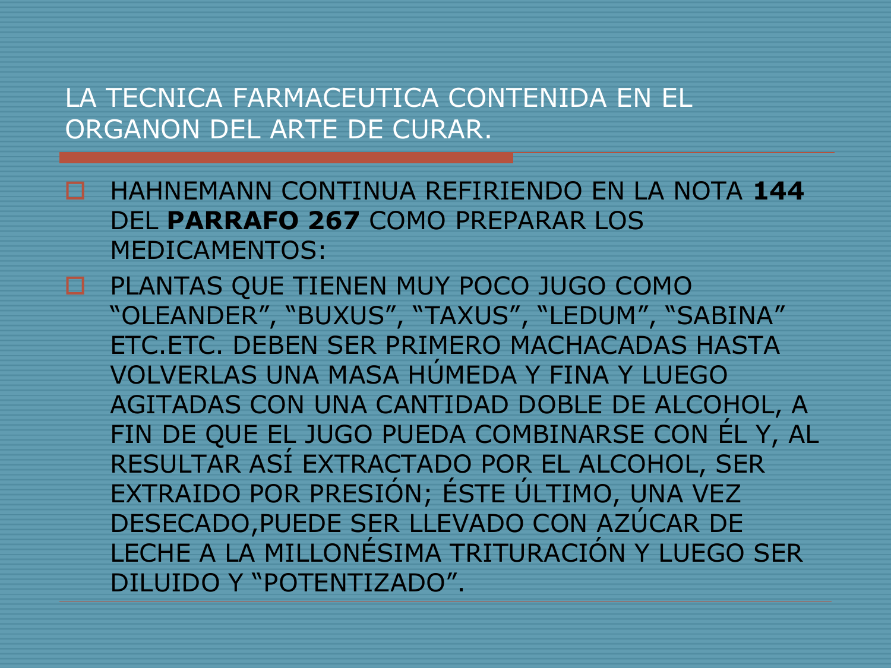# LA TECNICA FARMACEUTICA CONTENIDA EN EL ORGANON DEL ARTE DE CURAR.

- HAHNEMANN CONTINUA REFIRIENDO EN LA NOTA **144** DEL **PARRAFO 267** COMO PREPARAR LOS MEDICAMENTOS:
- PLANTAS QUE TIENEN MUY POCO JUGO COMO "OLEANDER", "BUXUS", "TAXUS", "LEDUM", "SABINA" ETC.ETC. DEBEN SER PRIMERO MACHACADAS HASTA VOLVERLAS UNA MASA HÚMEDA Y FINA Y LUEGO AGITADAS CON UNA CANTIDAD DOBLE DE ALCOHOL, A FIN DE QUE EL JUGO PUEDA COMBINARSE CON ÉL Y, AL RESULTAR ASÍ EXTRACTADO POR EL ALCOHOL, SER EXTRAIDO POR PRESIÓN; ÉSTE ÚLTIMO, UNA VEZ DESECADO,PUEDE SER LLEVADO CON AZÚCAR DE LECHE A LA MILLONÉSIMA TRITURACIÓN Y LUEGO SER DILUIDO Y "POTENTIZADO".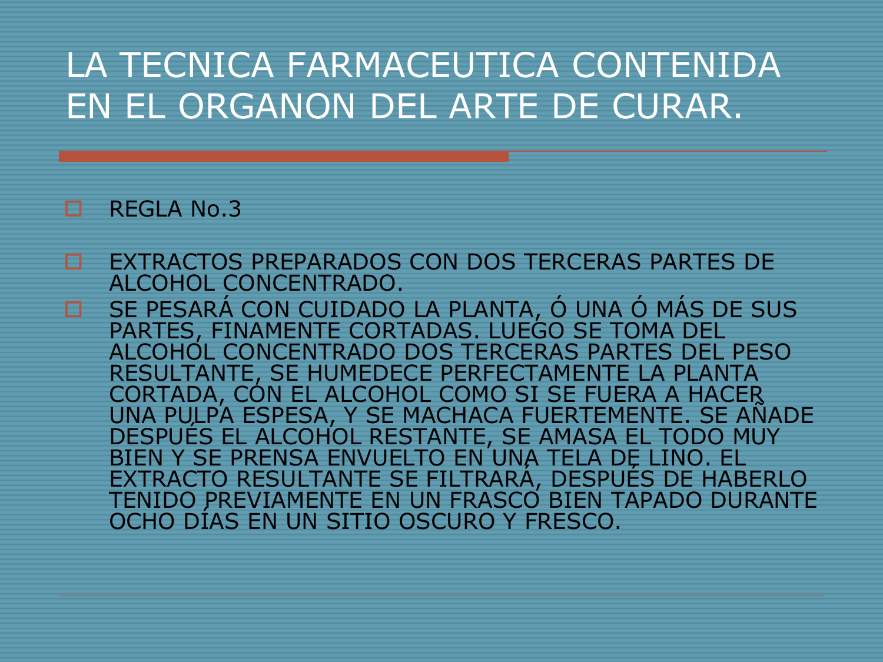# LA TECNICA FARMACEUTICA CONTENIDA EN EL ORGANON DEL ARTE DE CURAR.

- REGLA No.3
- EXTRACTOS PREPARADOS CON DOS TERCERAS PARTES DE ALCOHOL CONCENTRADO.
- SE PESARÁ CON CUIDADO LA PLANTA, Ó UNA Ó MÁS DE SUS PARTES, FINAMENTE CORTADAS. LUEGO SE TOMA DEL ALCOHOL CONCENTRADO DOS TERCERAS PARTES DEL PESO RESULTANTE, SE HUMEDECE PERFECTAMENTE LA PLANTA CORTADA, CON EL ALCOHOL COMO SI SE FUERA A HACER UNA PULPA ESPESA, Y SE MACHACA FUERTEMENTE. SE AÑADE DESPUÉS EL ALCOHOL RESTANTE, SE AMASA EL TODO MUY BIEN Y SE PRENSA ENVUELTO EN UNA TELA DE LINO. EL EXTRACTO RESULTANTE SE FILTRARÁ, DESPUÉS DE HABERLO TENIDO PREVIAMENTE EN UN FRASCO BIEN TAPADO DURANTE OCHO DÍAS EN UN SITIO OSCURO Y FRESCO.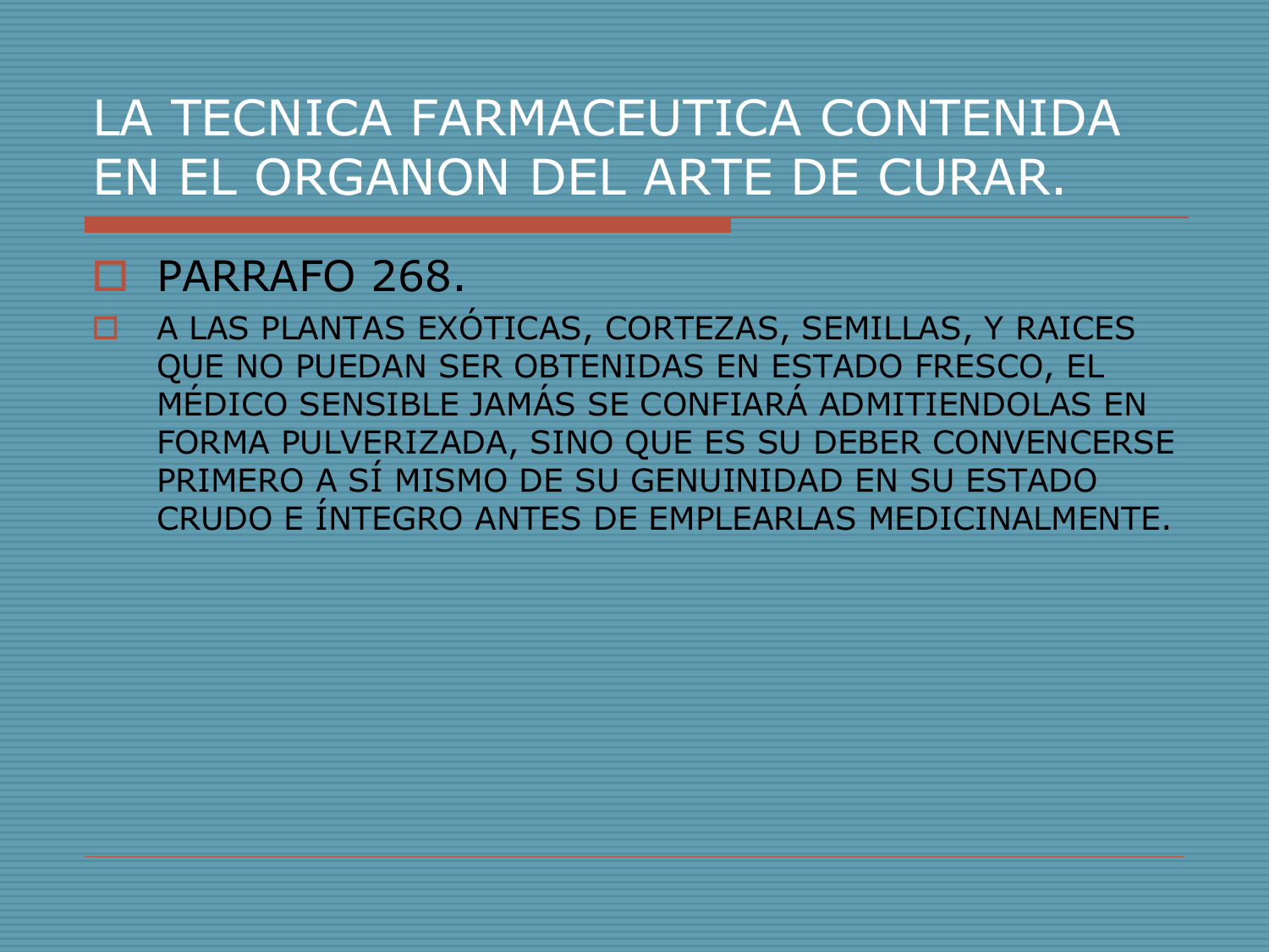# LA TECNICA FARMACEUTICA CONTENIDA EN EL ORGANON DEL ARTE DE CURAR.

- PARRAFO 268.
- A LAS PLANTAS EXÓTICAS, CORTEZAS, SEMILLAS, Y RAICES QUE NO PUEDAN SER OBTENIDAS EN ESTADO FRESCO, EL MÉDICO SENSIBLE JAMÁS SE CONFIARÁ ADMITIENDOLAS EN FORMA PULVERIZADA, SINO QUE ES SU DEBER CONVENCERSE PRIMERO A SÍ MISMO DE SU GENUINIDAD EN SU ESTADO CRUDO E ÍNTEGRO ANTES DE EMPLEARLAS MEDICINALMENTE.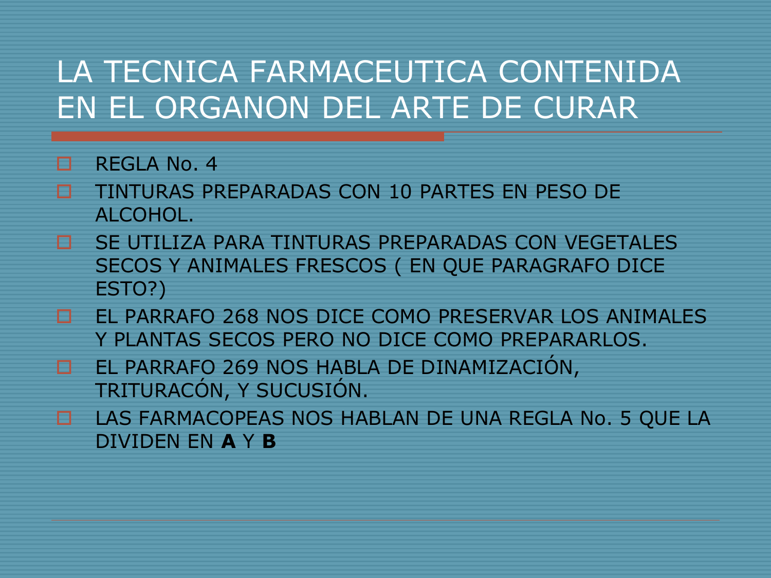# LA TECNICA FARMACEUTICA CONTENIDA EN EL ORGANON DEL ARTE DE CURAR

- REGLA No. 4
- TINTURAS PREPARADAS CON 10 PARTES EN PESO DE ALCOHOL.
- SE UTILIZA PARA TINTURAS PREPARADAS CON VEGETALES SECOS Y ANIMALES FRESCOS ( EN QUE PARAGRAFO DICE ESTO?)
- EL PARRAFO 268 NOS DICE COMO PRESERVAR LOS ANIMALES Y PLANTAS SECOS PERO NO DICE COMO PREPARARLOS.
- EL PARRAFO 269 NOS HABLA DE DINAMIZACIÓN, TRITURACÓN, Y SUCUSIÓN.
- LAS FARMACOPEAS NOS HABLAN DE UNA REGLA No. 5 QUE LA DIVIDEN EN **A** Y **B**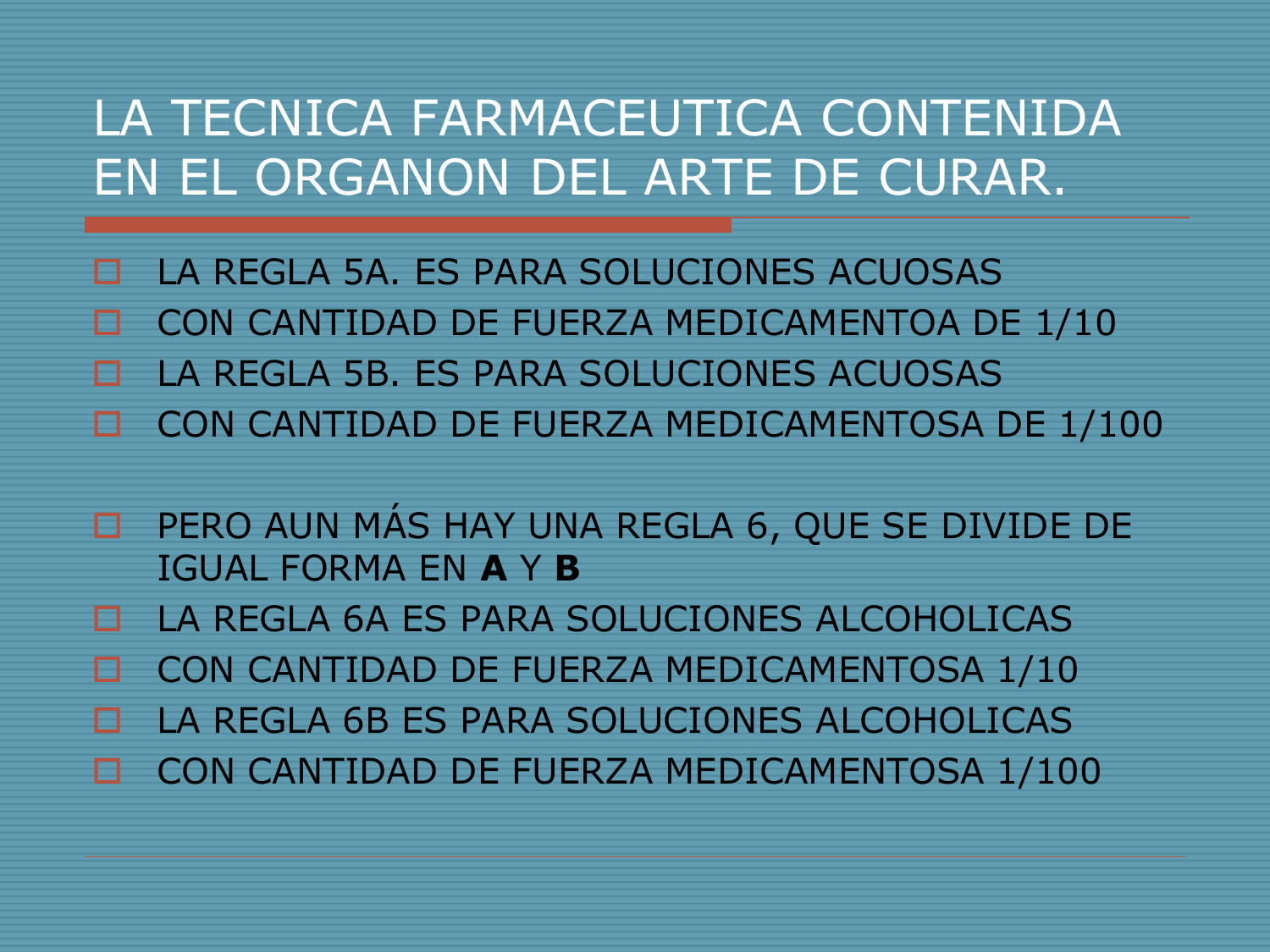# LA TECNICA FARMACEUTICA CONTENIDA EN EL ORGANON DEL ARTE DE CURAR.

- LA REGLA 5A. ES PARA SOLUCIONES ACUOSAS
- CON CANTIDAD DE FUERZA MEDICAMENTOA DE 1/10
- LA REGLA 5B. ES PARA SOLUCIONES ACUOSAS
- CON CANTIDAD DE FUERZA MEDICAMENTOSA DE 1/100

- PERO AUN MÁS HAY UNA REGLA 6, QUE SE DIVIDE DE IGUAL FORMA EN **A** Y **B**
- LA REGLA 6A ES PARA SOLUCIONES ALCOHOLICAS
- CON CANTIDAD DE FUERZA MEDICAMENTOSA 1/10
- LA REGLA 6B ES PARA SOLUCIONES ALCOHOLICAS
- CON CANTIDAD DE FUERZA MEDICAMENTOSA 1/100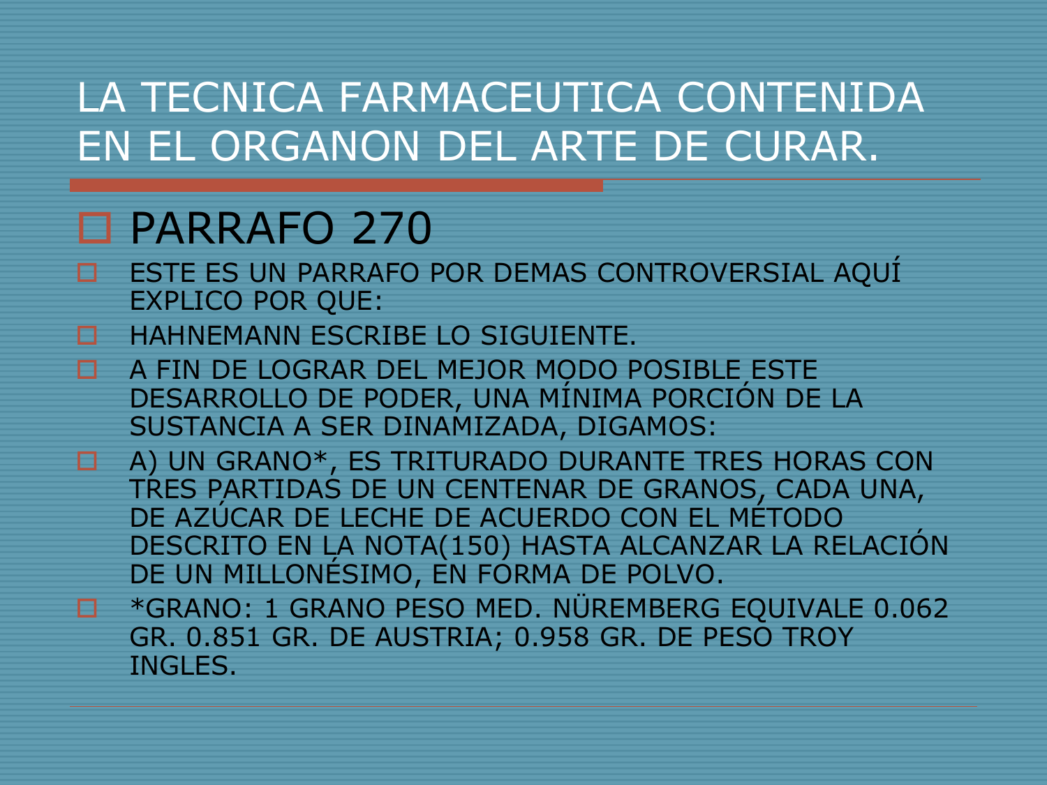# LA TECNICA FARMACEUTICA CONTENIDA EN EL ORGANON DEL ARTE DE CURAR.

## PARRAFO 270

- ESTE ES UN PARRAFO POR DEMAS CONTROVERSIAL AQUÍ EXPLICO POR QUE:
- HAHNEMANN ESCRIBE LO SIGUIENTE.
- A FIN DE LOGRAR DEL MEJOR MODO POSIBLE ESTE DESARROLLO DE PODER, UNA MÍNIMA PORCIÓN DE LA SUSTANCIA A SER DINAMIZADA, DIGAMOS:
- A) UN GRANO*, ES TRITURADO DURANTE TRES HORAS CON TRES PARTIDAS DE UN CENTENAR DE GRANOS, CADA UNA, DE AZÚCAR DE LECHE DE ACUERDO CON EL MÉTODO DESCRITO EN LA NOTA(150) HASTA ALCANZAR LA RELACIÓN DE UN MILLONÉSIMO, EN FORMA DE POLVO.
- *GRANO: 1 GRANO PESO MED. NÜREMBERG EQUIVALE 0.062 GR. 0.851 GR. DE AUSTRIA; 0.958 GR. DE PESO TROY INGLES.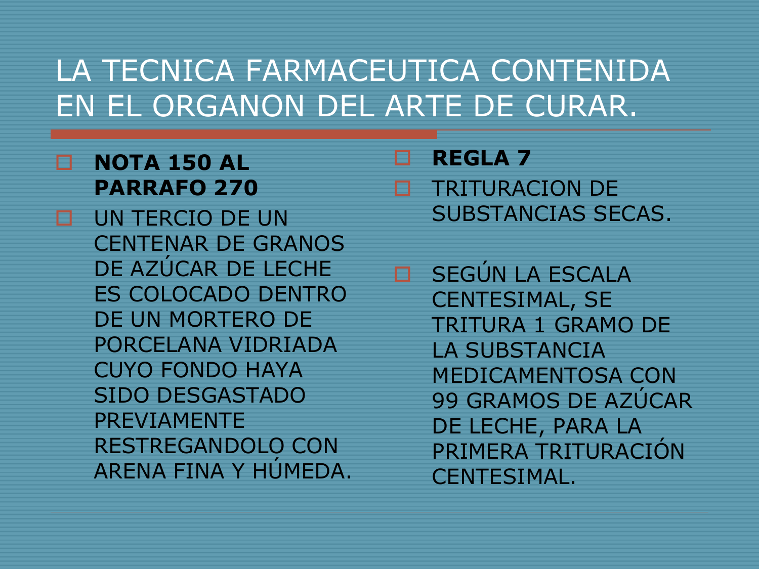# LA TECNICA FARMACEUTICA CONTENIDA EN EL ORGANON DEL ARTE DE CURAR.

- **NOTA 150 AL PARRAFO 270**
- UN TERCIO DE UN CENTENAR DE GRANOS DE AZÚCAR DE LECHE ES COLOCADO DENTRO DE UN MORTERO DE PORCELANA VIDRIADA CUYO FONDO HAYA SIDO DESGASTADO PREVIAMENTE RESTREGANDOLO CON ARENA FINA Y HÚMEDA.

- **REGLA 7**
- TRITURACION DE SUBSTANCIAS SECAS.

- SEGÚN LA ESCALA CENTESIMAL, SE TRITURA 1 GRAMO DE LA SUBSTANCIA MEDICAMENTOSA CON 99 GRAMOS DE AZÚCAR DE LECHE, PARA LA PRIMERA TRITURACIÓN CENTESIMAL.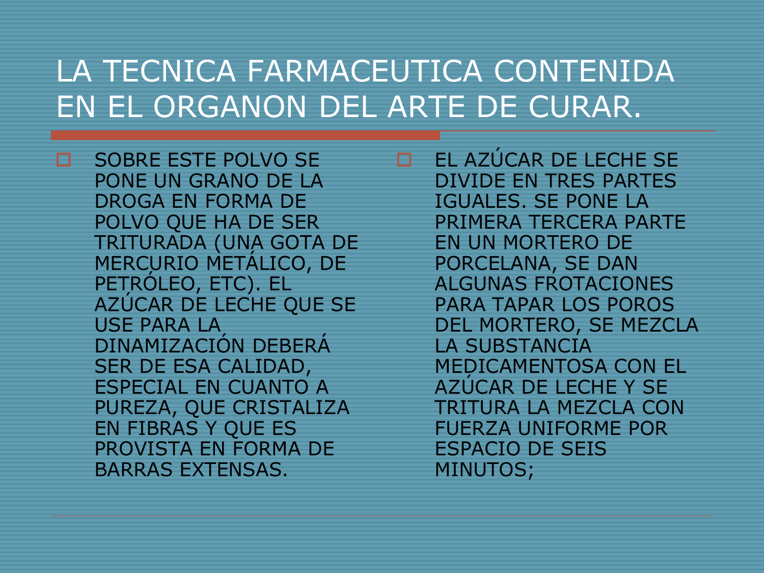# LA TECNICA FARMACEUTICA CONTENIDA EN EL ORGANON DEL ARTE DE CURAR.

- SOBRE ESTE POLVO SE PONE UN GRANO DE LA DROGA EN FORMA DE POLVO QUE HA DE SER TRITURADA (UNA GOTA DE MERCURIO METÁLICO, DE PETRÓLEO, ETC). EL AZÚCAR DE LECHE QUE SE USE PARA LA DINAMIZACIÓN DEBERÁ SER DE ESA CALIDAD, ESPECIAL EN CUANTO A PUREZA, QUE CRISTALIZA EN FIBRAS Y QUE ES PROVISTA EN FORMA DE BARRAS EXTENSAS.

- EL AZÚCAR DE LECHE SE DIVIDE EN TRES PARTES IGUALES. SE PONE LA PRIMERA TERCERA PARTE EN UN MORTERO DE PORCELANA, SE DAN ALGUNAS FROTACIONES PARA TAPAR LOS POROS DEL MORTERO, SE MEZCLA LA SUBSTANCIA MEDICAMENTOSA CON EL AZÚCAR DE LECHE Y SE TRITURA LA MEZCLA CON FUERZA UNIFORME POR ESPACIO DE SEIS MINUTOS;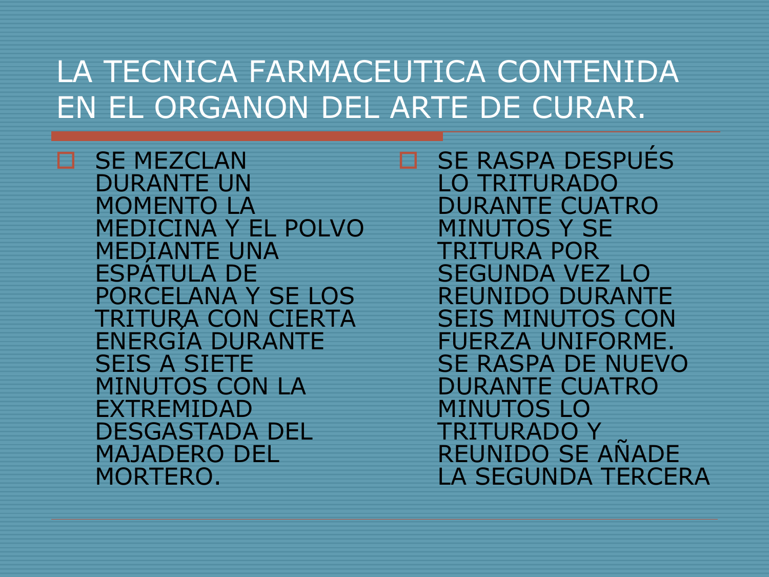# LA TECNICA FARMACEUTICA CONTENIDA EN EL ORGANON DEL ARTE DE CURAR.

- SE MEZCLAN DURANTE UN MOMENTO LA MEDICINA Y EL POLVO MEDIANTE UNA ESPÁTULA DE PORCELANA Y SE LOS TRITURA CON CIERTA ENERGÍA DURANTE SEIS A SIETE MINUTOS CON LA EXTREMIDAD DESGASTADA DEL MAJADERO DEL MORTERO.
- SE RASPA DESPUÉS LO TRITURADO DURANTE CUATRO MINUTOS Y SE TRITURA POR SEGUNDA VEZ LO REUNIDO DURANTE SEIS MINUTOS CON FUERZA UNIFORME. SE RASPA DE NUEVO DURANTE CUATRO MINUTOS LO TRITURADO Y REUNIDO SE AÑADE LA SEGUNDA TERCERA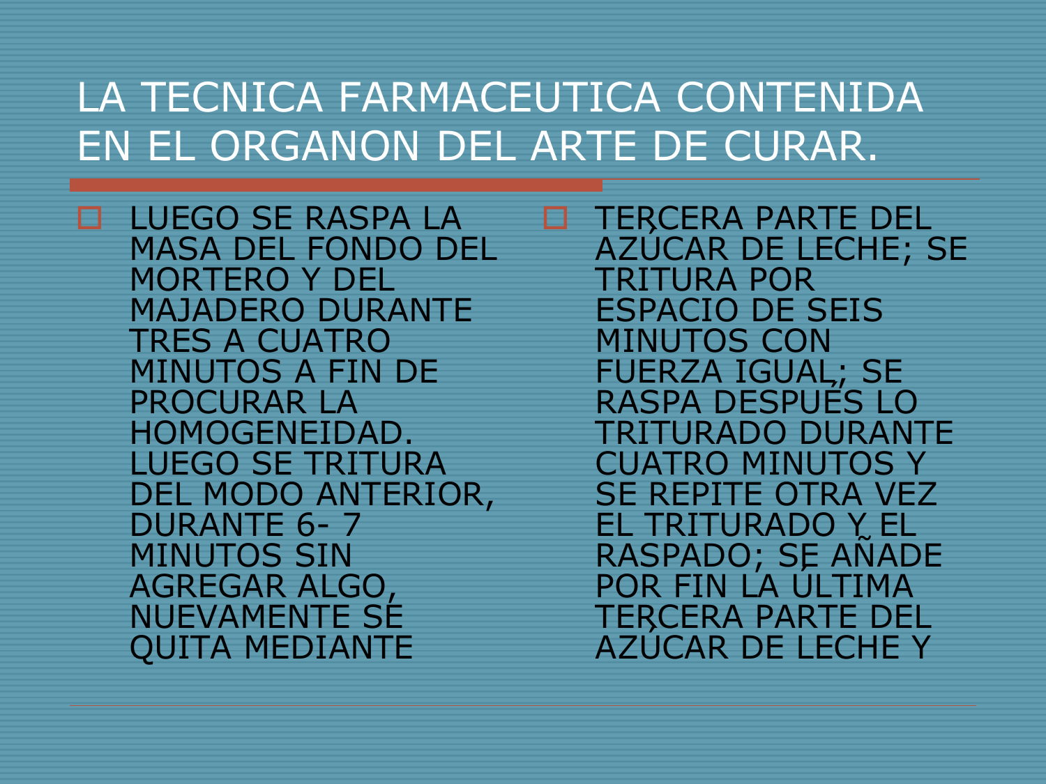# LA TECNICA FARMACEUTICA CONTENIDA EN EL ORGANON DEL ARTE DE CURAR.

- LUEGO SE RASPA LA MASA DEL FONDO DEL MORTERO Y DEL MAJADERO DURANTE TRES A CUATRO MINUTOS A FIN DE PROCURAR LA HOMOGENEIDAD. LUEGO SE TRITURA DEL MODO ANTERIOR, DURANTE 6- 7 MINUTOS SIN AGREGAR ALGO, NUEVAMENTE SE QUITA MEDIANTE

- TERCERA PARTE DEL AZÚCAR DE LECHE; SE TRITURA POR ESPACIO DE SEIS MINUTOS CON FUERZA IGUAL; SE RASPA DESPUÉS LO TRITURADO DURANTE CUATRO MINUTOS Y SE REPITE OTRA VEZ EL TRITURADO Y EL RASPADO; SE AÑADE POR FIN LA ÚLTIMA TERCERA PARTE DEL AZÚCAR DE LECHE Y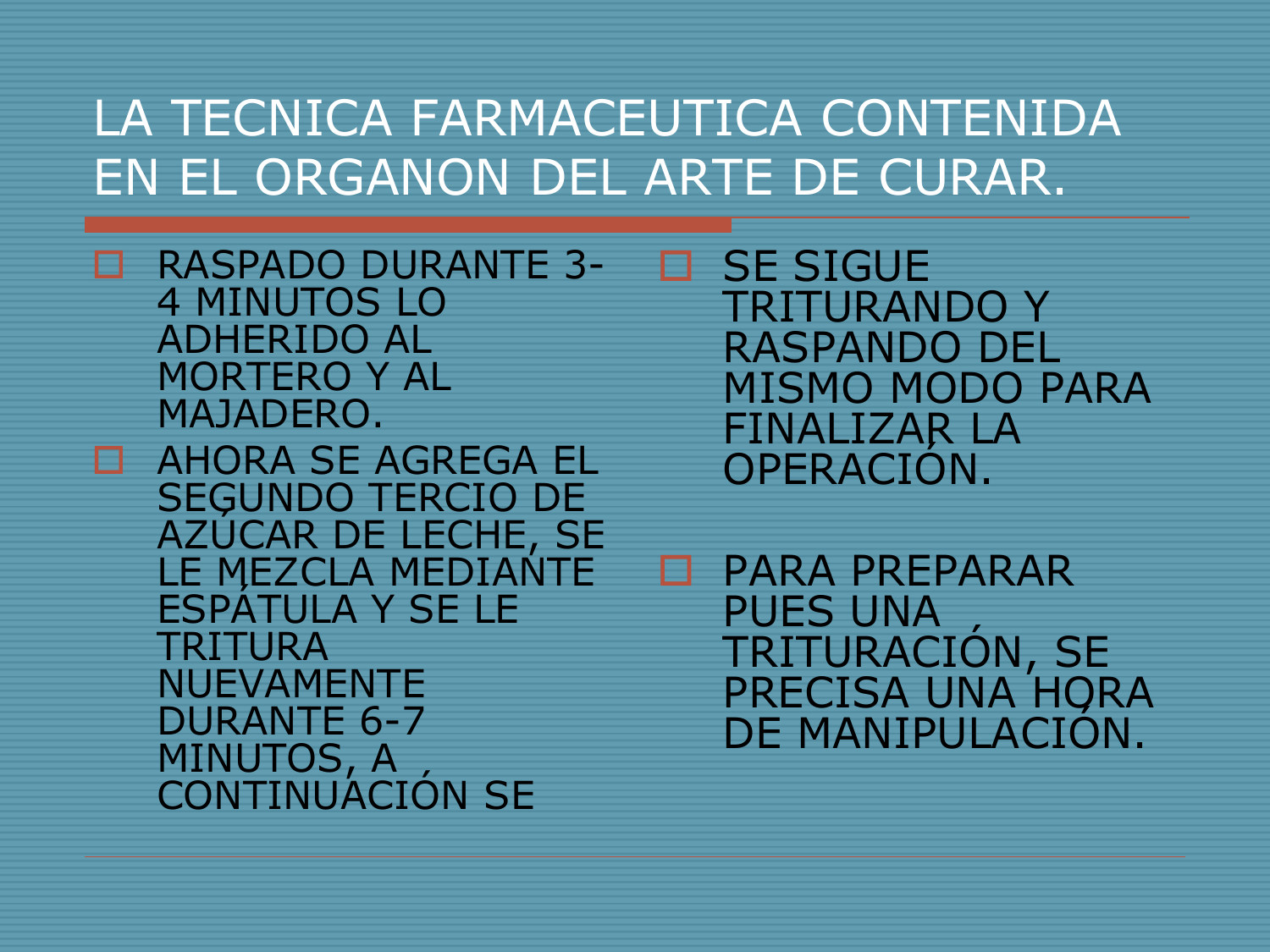# LA TECNICA FARMACEUTICA CONTENIDA EN EL ORGANON DEL ARTE DE CURAR.

- RASPADO DURANTE 3-4 MINUTOS LO ADHERIDO AL MORTERO Y AL MAJADERO.
- AHORA SE AGREGA EL SEGUNDO TERCIO DE AZÚCAR DE LECHE, SE LE MEZCLA MEDIANTE ESPÁTULA Y SE LE TRITURA NUEVAMENTE DURANTE 6-7 MINUTOS, A CONTINUACIÓN SE
- SE SIGUE TRITURANDO Y RASPANDO DEL MISMO MODO PARA FINALIZAR LA OPERACIÓN.
- PARA PREPARAR PUES UNA TRITURACIÓN, SE PRECISA UNA HORA DE MANIPULACIÓN.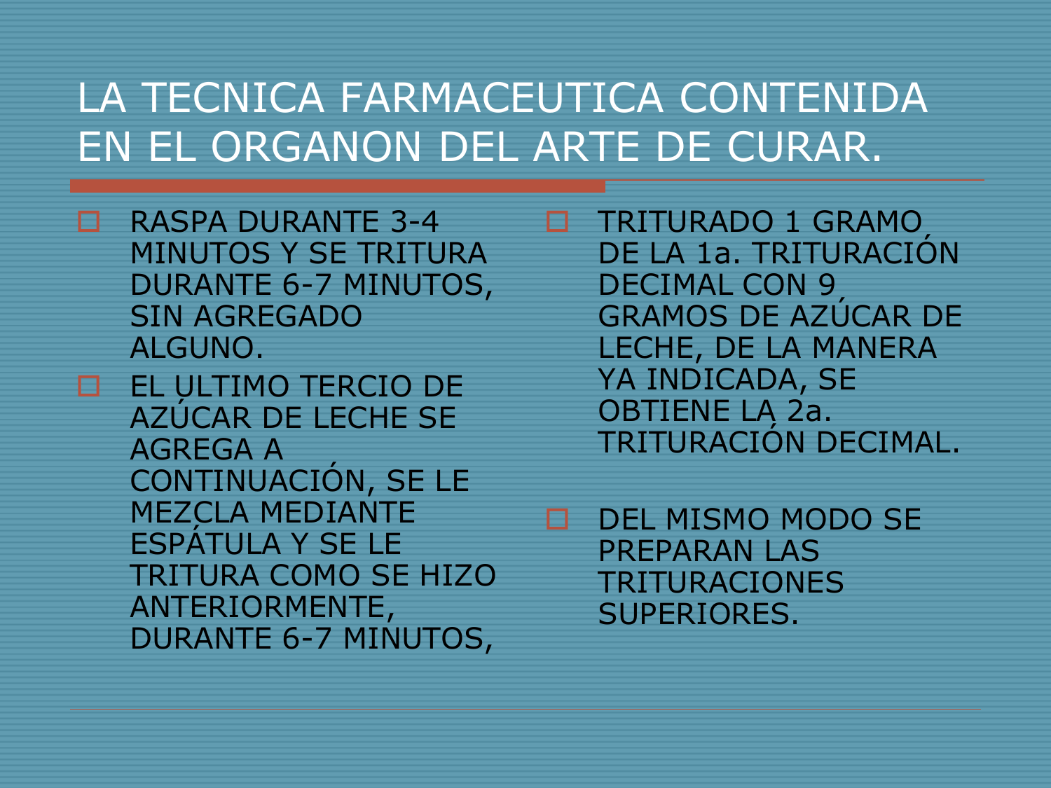# LA TECNICA FARMACEUTICA CONTENIDA EN EL ORGANON DEL ARTE DE CURAR.

- RASPA DURANTE 3-4 MINUTOS Y SE TRITURA DURANTE 6-7 MINUTOS, SIN AGREGADO ALGUNO.
- EL ULTIMO TERCIO DE AZÚCAR DE LECHE SE AGREGA A CONTINUACIÓN, SE LE MEZCLA MEDIANTE ESPÁTULA Y SE LE TRITURA COMO SE HIZO ANTERIORMENTE, DURANTE 6-7 MINUTOS,
- TRITURADO 1 GRAMO DE LA 1a. TRITURACIÓN DECIMAL CON 9 GRAMOS DE AZÚCAR DE LECHE, DE LA MANERA YA INDICADA, SE OBTIENE LA 2a. TRITURACIÓN DECIMAL.
- DEL MISMO MODO SE PREPARAN LAS TRITURACIONES SUPERIORES.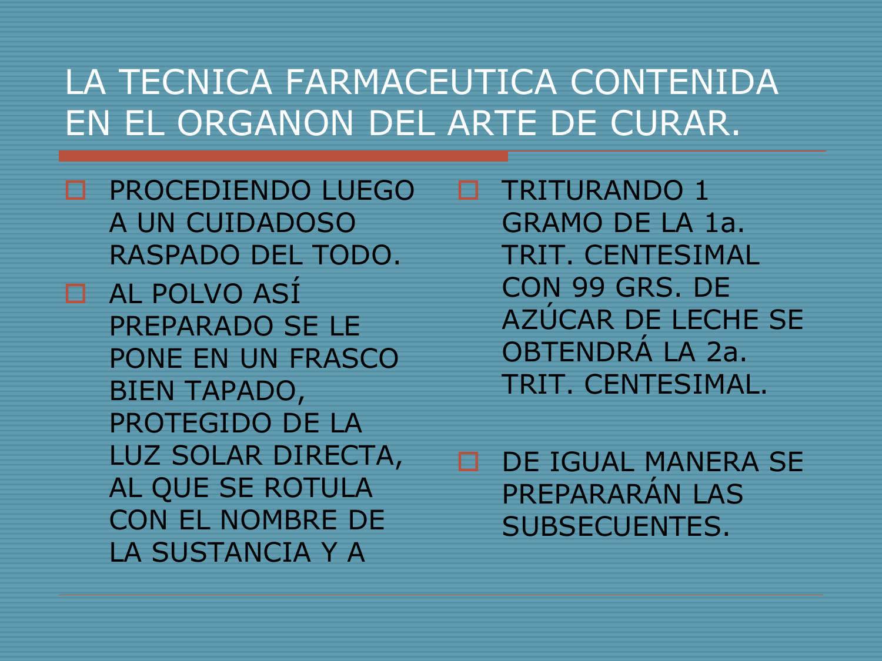# LA TECNICA FARMACEUTICA CONTENIDA EN EL ORGANON DEL ARTE DE CURAR.

- PROCEDIENDO LUEGO A UN CUIDADOSO RASPADO DEL TODO.
- AL POLVO ASÍ PREPARADO SE LE PONE EN UN FRASCO BIEN TAPADO, PROTEGIDO DE LA LUZ SOLAR DIRECTA, AL QUE SE ROTULA CON EL NOMBRE DE LA SUSTANCIA Y A
- TRITURANDO 1 GRAMO DE LA 1a. TRIT. CENTESIMAL CON 99 GRS. DE AZÚCAR DE LECHE SE OBTENDRÁ LA 2a. TRIT. CENTESIMAL.
- DE IGUAL MANERA SE PREPARARÁN LAS SUBSECUENTES.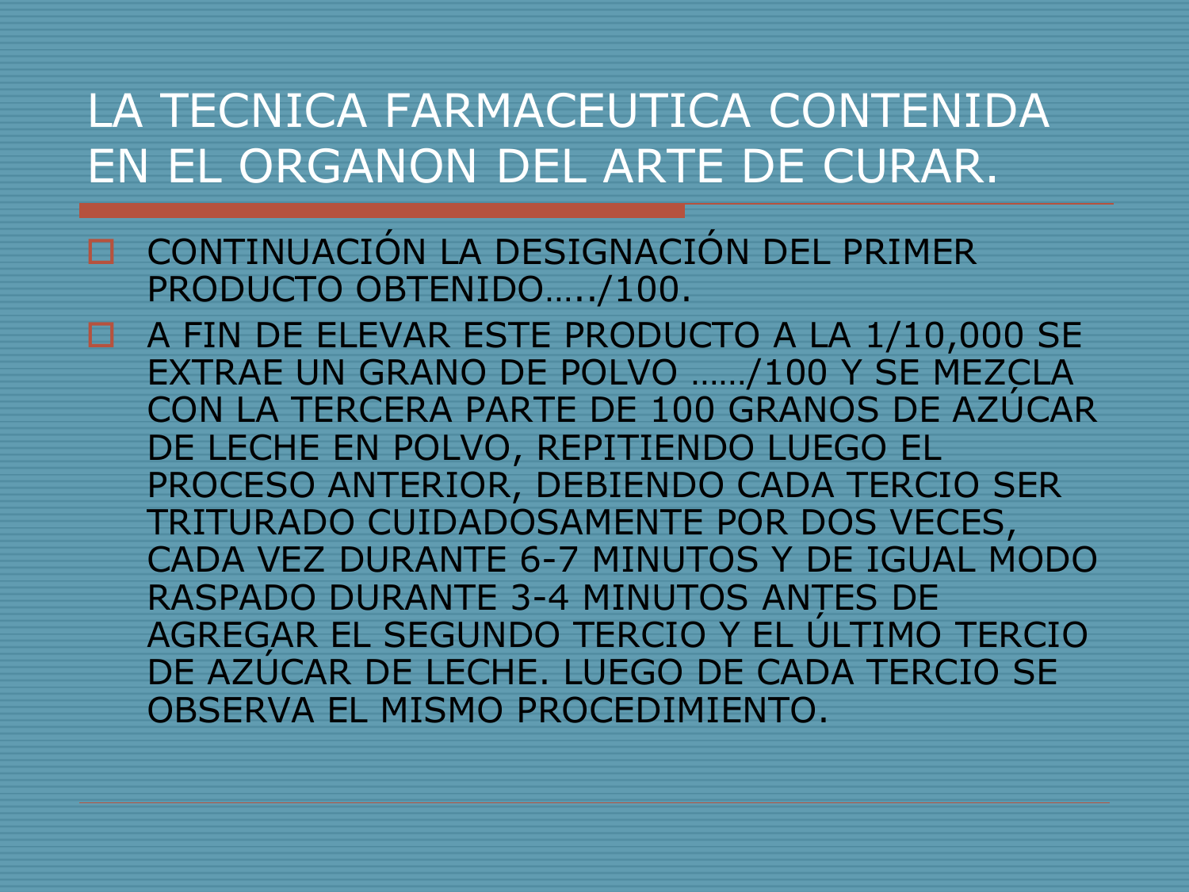# LA TECNICA FARMACEUTICA CONTENIDA EN EL ORGANON DEL ARTE DE CURAR.

- CONTINUACIÓN LA DESIGNACIÓN DEL PRIMER PRODUCTO OBTENIDO…../100.
- A FIN DE ELEVAR ESTE PRODUCTO A LA 1/10,000 SE EXTRAE UN GRANO DE POLVO ……/100 Y SE MEZCLA CON LA TERCERA PARTE DE 100 GRANOS DE AZÚCAR DE LECHE EN POLVO, REPITIENDO LUEGO EL PROCESO ANTERIOR, DEBIENDO CADA TERCIO SER TRITURADO CUIDADOSAMENTE POR DOS VECES, CADA VEZ DURANTE 6-7 MINUTOS Y DE IGUAL MODO RASPADO DURANTE 3-4 MINUTOS ANTES DE AGREGAR EL SEGUNDO TERCIO Y EL ÚLTIMO TERCIO DE AZÚCAR DE LECHE. LUEGO DE CADA TERCIO SE OBSERVA EL MISMO PROCEDIMIENTO.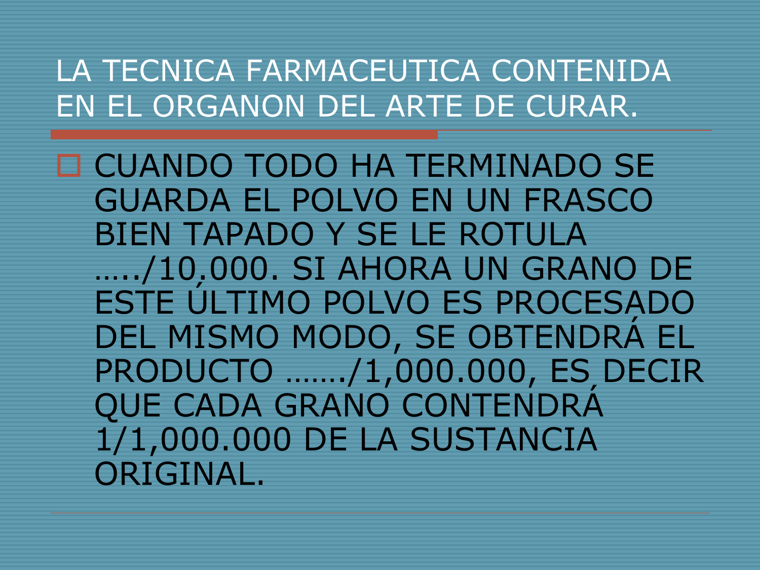# LA TECNICA FARMACEUTICA CONTENIDA EN EL ORGANON DEL ARTE DE CURAR.

- CUANDO TODO HA TERMINADO SE GUARDA EL POLVO EN UN FRASCO BIEN TAPADO Y SE LE ROTULA …../10.000. SI AHORA UN GRANO DE ESTE ÚLTIMO POLVO ES PROCESADO DEL MISMO MODO, SE OBTENDRÁ EL PRODUCTO ……./1,000.000, ES DECIR QUE CADA GRANO CONTENDRÁ 1/1,000.000 DE LA SUSTANCIA ORIGINAL.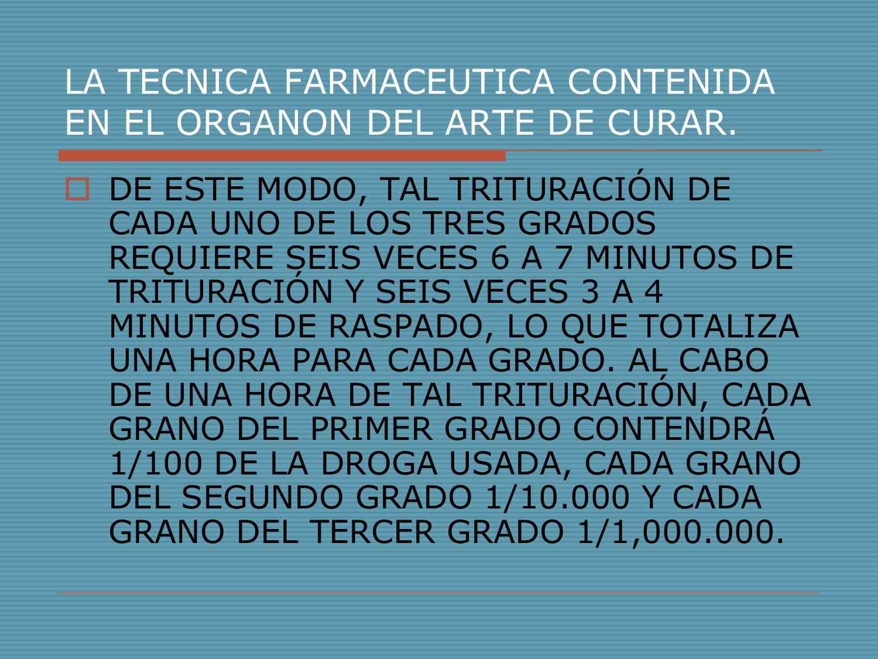# LA TECNICA FARMACEUTICA CONTENIDA EN EL ORGANON DEL ARTE DE CURAR.

- DE ESTE MODO, TAL TRITURACIÓN DE CADA UNO DE LOS TRES GRADOS REQUIERE SEIS VECES 6 A 7 MINUTOS DE TRITURACIÓN Y SEIS VECES 3 A 4 MINUTOS DE RASPADO, LO QUE TOTALIZA UNA HORA PARA CADA GRADO. AL CABO DE UNA HORA DE TAL TRITURACIÓN, CADA GRANO DEL PRIMER GRADO CONTENDRÁ 1/100 DE LA DROGA USADA, CADA GRANO DEL SEGUNDO GRADO 1/10.000 Y CADA GRANO DEL TERCER GRADO 1/1,000.000.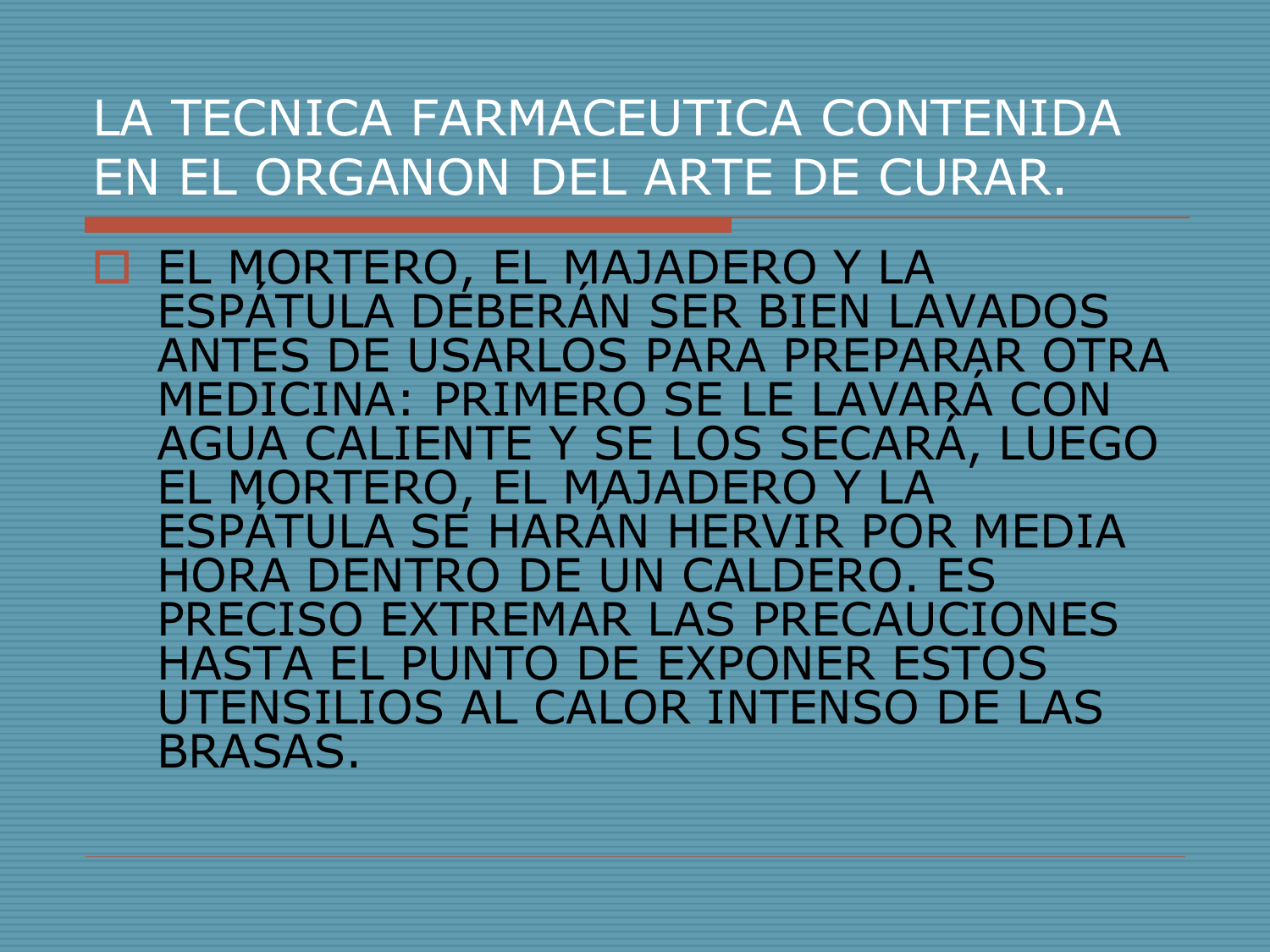# LA TECNICA FARMACEUTICA CONTENIDA EN EL ORGANON DEL ARTE DE CURAR.

- EL MORTERO, EL MAJADERO Y LA ESPÁTULA DEBERÁN SER BIEN LAVADOS ANTES DE USARLOS PARA PREPARAR OTRA MEDICINA: PRIMERO SE LE LAVARÁ CON AGUA CALIENTE Y SE LOS SECARÁ, LUEGO EL MORTERO, EL MAJADERO Y LA ESPÁTULA SE HARÁN HERVIR POR MEDIA HORA DENTRO DE UN CALDERO. ES PRECISO EXTREMAR LAS PRECAUCIONES HASTA EL PUNTO DE EXPONER ESTOS UTENSILIOS AL CALOR INTENSO DE LAS BRASAS.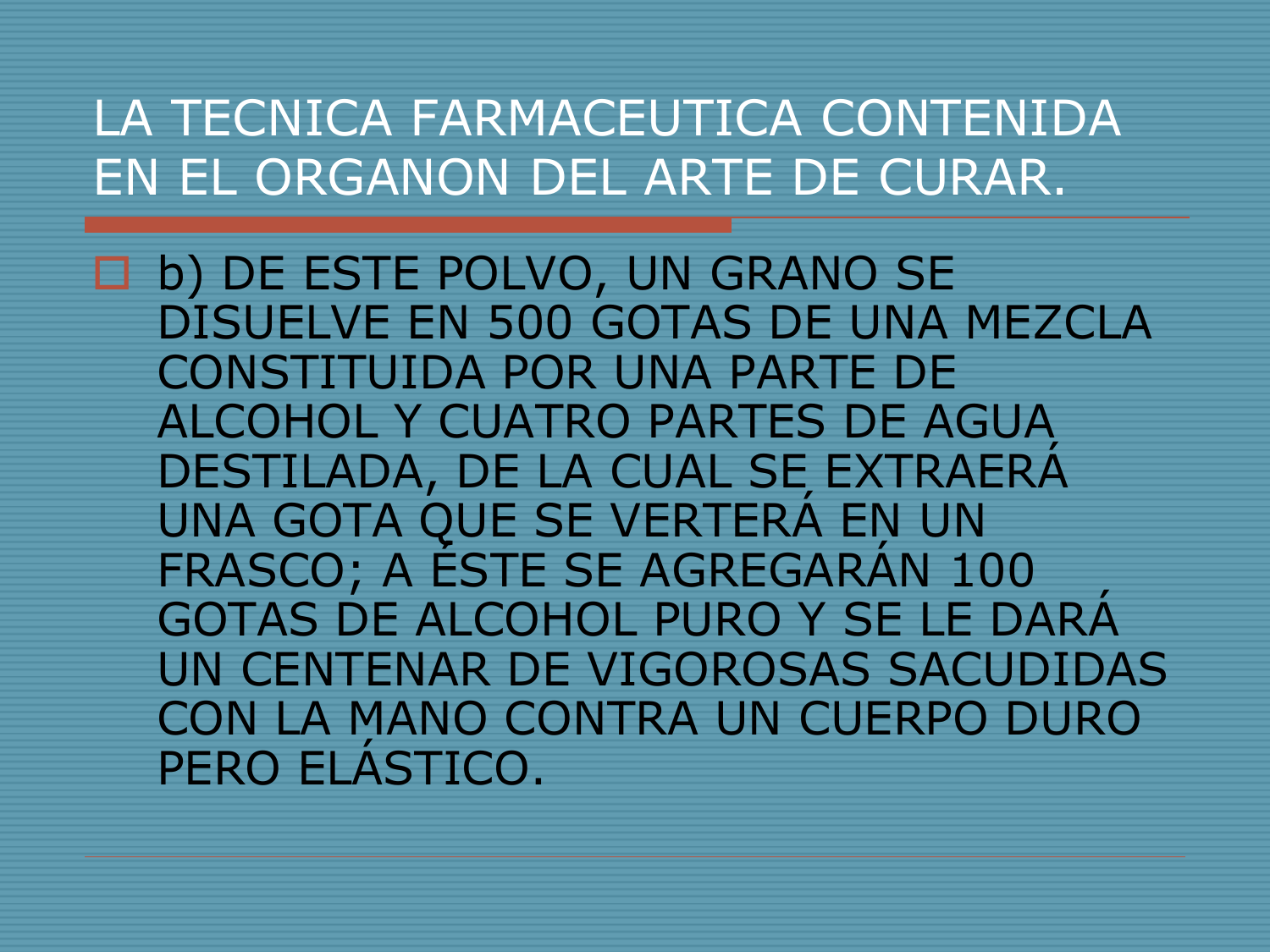# LA TECNICA FARMACEUTICA CONTENIDA EN EL ORGANON DEL ARTE DE CURAR.

- b) DE ESTE POLVO, UN GRANO SE DISUELVE EN 500 GOTAS DE UNA MEZCLA CONSTITUIDA POR UNA PARTE DE ALCOHOL Y CUATRO PARTES DE AGUA DESTILADA, DE LA CUAL SE EXTRAERÁ UNA GOTA QUE SE VERTERÁ EN UN FRASCO; A ÉSTE SE AGREGARÁN 100 GOTAS DE ALCOHOL PURO Y SE LE DARÁ UN CENTENAR DE VIGOROSAS SACUDIDAS CON LA MANO CONTRA UN CUERPO DURO PERO ELÁSTICO.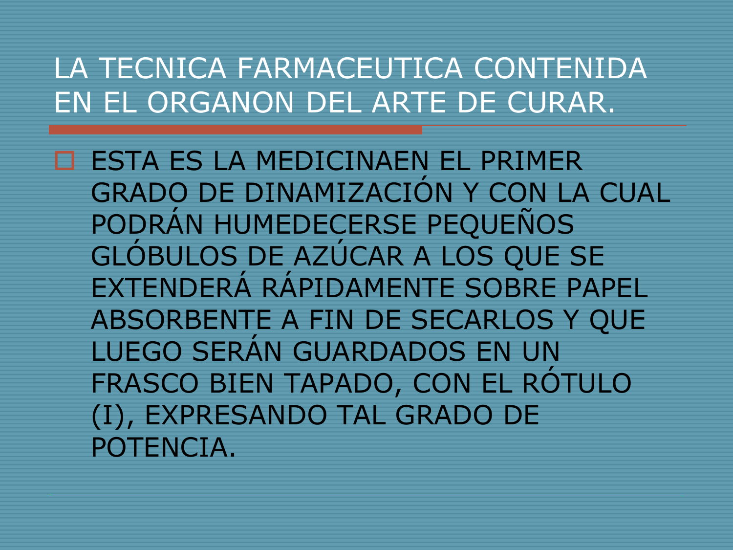# LA TECNICA FARMACEUTICA CONTENIDA EN EL ORGANON DEL ARTE DE CURAR.

- ESTA ES LA MEDICINAEN EL PRIMER GRADO DE DINAMIZACIÓN Y CON LA CUAL PODRÁN HUMEDECERSE PEQUEÑOS GLÓBULOS DE AZÚCAR A LOS QUE SE EXTENDERÁ RÁPIDAMENTE SOBRE PAPEL ABSORBENTE A FIN DE SECARLOS Y QUE LUEGO SERÁN GUARDADOS EN UN FRASCO BIEN TAPADO, CON EL RÓTULO (I), EXPRESANDO TAL GRADO DE POTENCIA.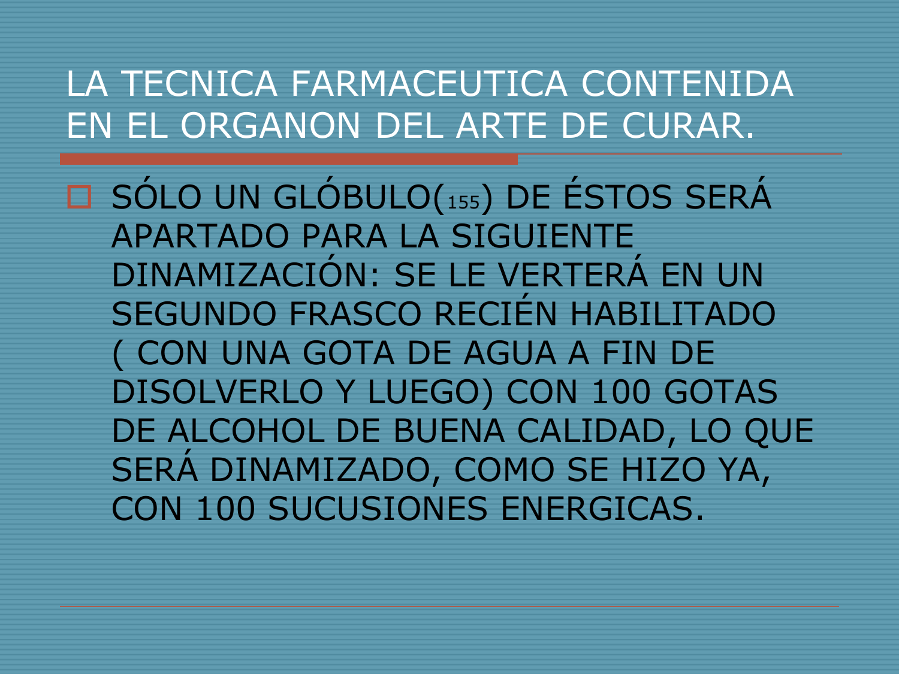# LA TECNICA FARMACEUTICA CONTENIDA EN EL ORGANON DEL ARTE DE CURAR.

- SÓLO UN GLÓBULO(155) DE ÉSTOS SERÁ APARTADO PARA LA SIGUIENTE DINAMIZACIÓN: SE LE VERTERÁ EN UN SEGUNDO FRASCO RECIÉN HABILITADO ( CON UNA GOTA DE AGUA A FIN DE DISOLVERLO Y LUEGO) CON 100 GOTAS DE ALCOHOL DE BUENA CALIDAD, LO QUE SERÁ DINAMIZADO, COMO SE HIZO YA, CON 100 SUCUSIONES ENERGICAS.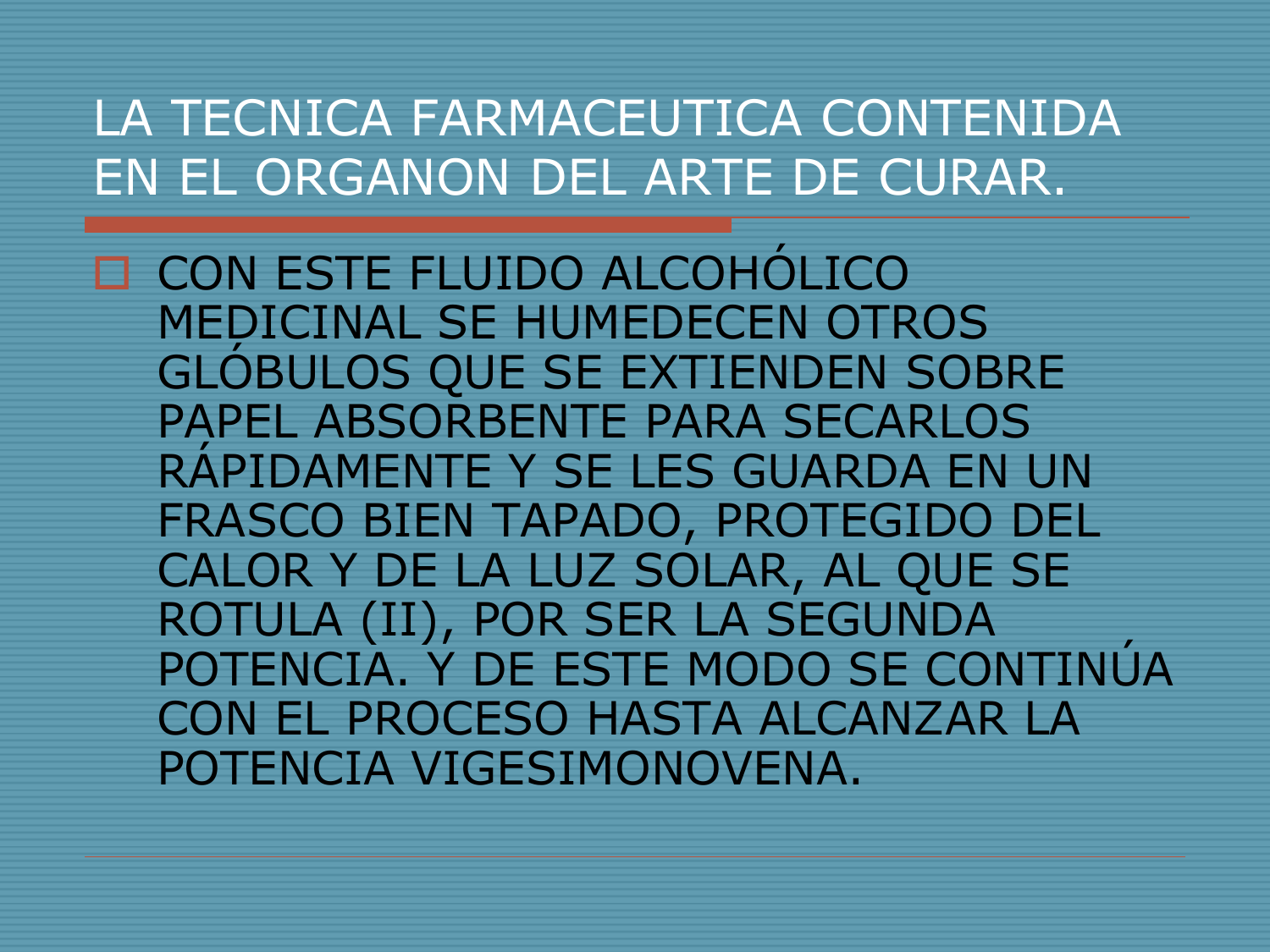# LA TECNICA FARMACEUTICA CONTENIDA EN EL ORGANON DEL ARTE DE CURAR.

- CON ESTE FLUIDO ALCOHÓLICO MEDICINAL SE HUMEDECEN OTROS GLÓBULOS QUE SE EXTIENDEN SOBRE PAPEL ABSORBENTE PARA SECARLOS RÁPIDAMENTE Y SE LES GUARDA EN UN FRASCO BIEN TAPADO, PROTEGIDO DEL CALOR Y DE LA LUZ SOLAR, AL QUE SE ROTULA (II), POR SER LA SEGUNDA POTENCIA. Y DE ESTE MODO SE CONTINÚA CON EL PROCESO HASTA ALCANZAR LA POTENCIA VIGESIMONOVENA.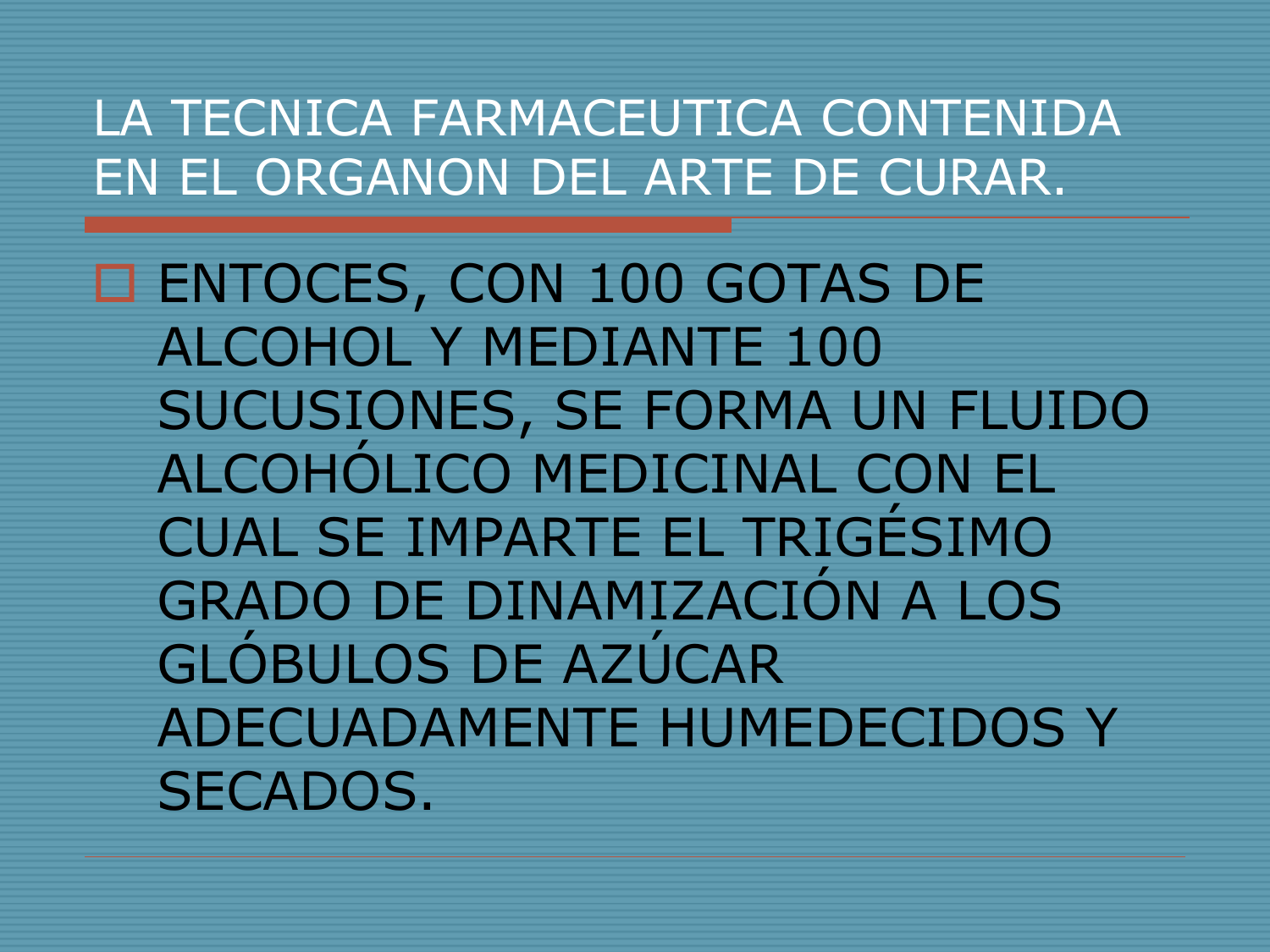# LA TECNICA FARMACEUTICA CONTENIDA EN EL ORGANON DEL ARTE DE CURAR.

- ENTOCES, CON 100 GOTAS DE ALCOHOL Y MEDIANTE 100 SUCUSIONES, SE FORMA UN FLUIDO ALCOHÓLICO MEDICINAL CON EL CUAL SE IMPARTE EL TRIGÉSIMO GRADO DE DINAMIZACIÓN A LOS GLÓBULOS DE AZÚCAR ADECUADAMENTE HUMEDECIDOS Y SECADOS.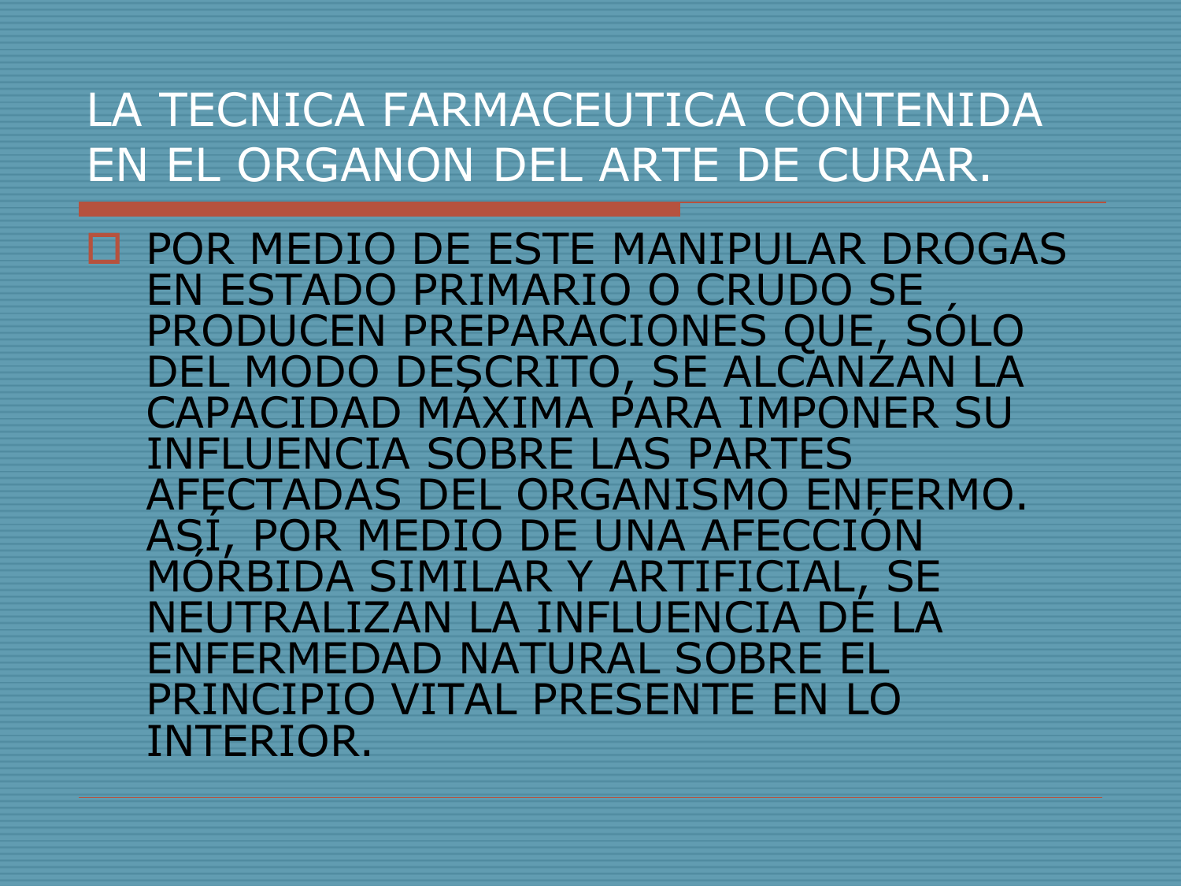# LA TECNICA FARMACEUTICA CONTENIDA EN EL ORGANON DEL ARTE DE CURAR.

- POR MEDIO DE ESTE MANIPULAR DROGAS EN ESTADO PRIMARIO O CRUDO SE PRODUCEN PREPARACIONES QUE, SÓLO DEL MODO DESCRITO, SE ALCANZAN LA CAPACIDAD MÁXIMA PARA IMPONER SU INFLUENCIA SOBRE LAS PARTES AFECTADAS DEL ORGANISMO ENFERMO. ASÍ, POR MEDIO DE UNA AFECCIÓN MÓRBIDA SIMILAR Y ARTIFICIAL, SE NEUTRALIZAN LA INFLUENCIA DE LA ENFERMEDAD NATURAL SOBRE EL PRINCIPIO VITAL PRESENTE EN LO INTERIOR.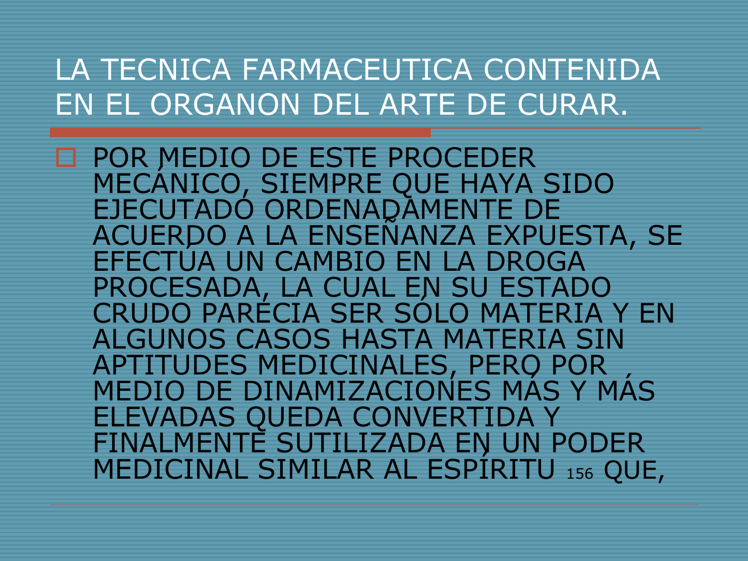# LA TECNICA FARMACEUTICA CONTENIDA EN EL ORGANON DEL ARTE DE CURAR.

- POR MEDIO DE ESTE PROCEDER MECÁNICO, SIEMPRE QUE HAYA SIDO EJECUTADO ORDENADAMENTE DE ACUERDO A LA ENSEÑANZA EXPUESTA, SE EFECTÚA UN CAMBIO EN LA DROGA PROCESADA, LA CUAL EN SU ESTADO CRUDO PARECIA SER SÓLO MATERIA Y EN ALGUNOS CASOS HASTA MATERIA SIN APTITUDES MEDICINALES, PERO POR MEDIO DE DINAMIZACIONES MÁS Y MÁS ELEVADAS QUEDA CONVERTIDA Y FINALMENTE SUTILIZADA EN UN PODER MEDICINAL SIMILAR AL ESPÍRITU 156 QUE,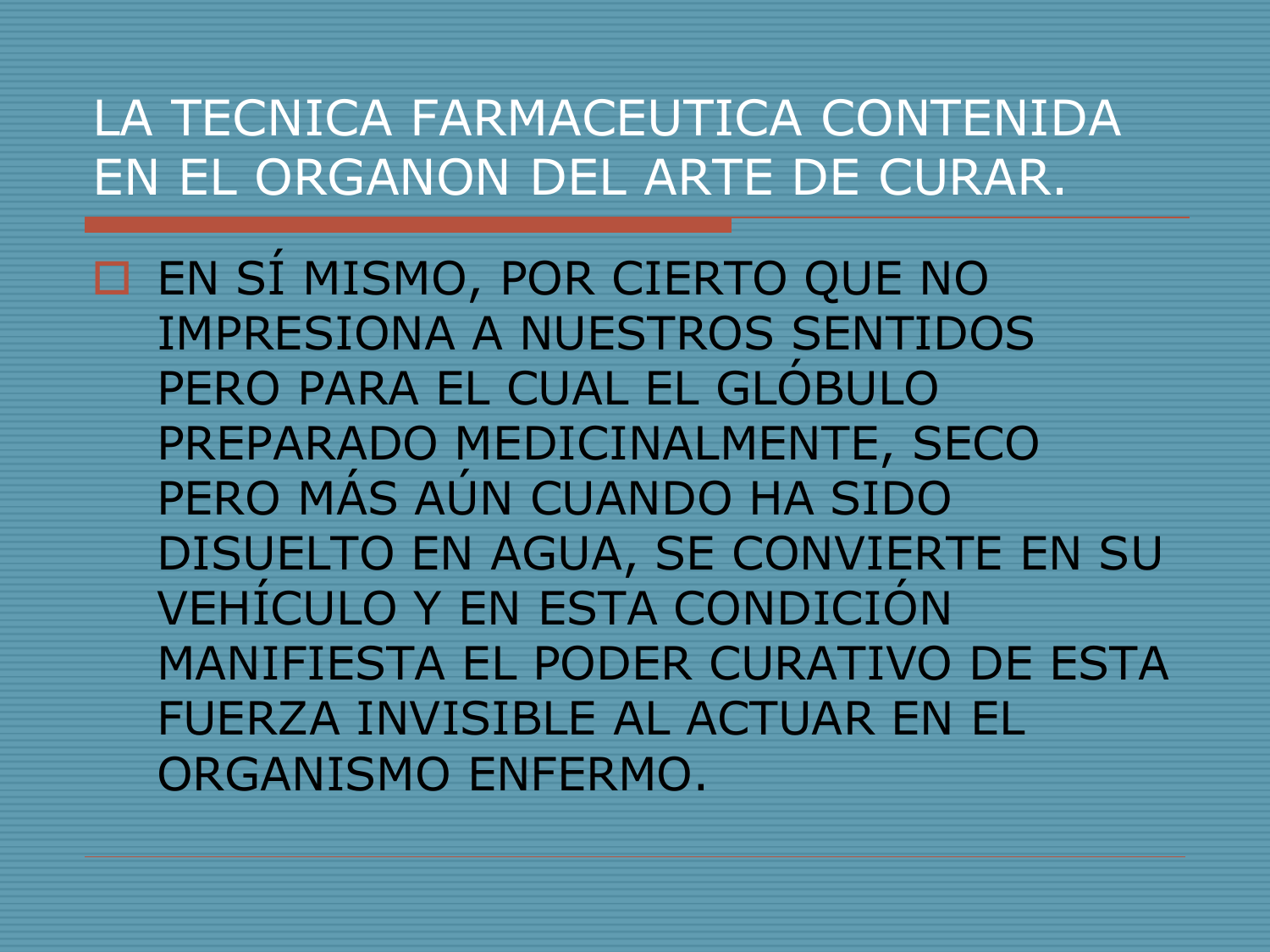# LA TECNICA FARMACEUTICA CONTENIDA EN EL ORGANON DEL ARTE DE CURAR.

- EN SÍ MISMO, POR CIERTO QUE NO IMPRESIONA A NUESTROS SENTIDOS PERO PARA EL CUAL EL GLÓBULO PREPARADO MEDICINALMENTE, SECO PERO MÁS AÚN CUANDO HA SIDO DISUELTO EN AGUA, SE CONVIERTE EN SU VEHÍCULO Y EN ESTA CONDICIÓN MANIFIESTA EL PODER CURATIVO DE ESTA FUERZA INVISIBLE AL ACTUAR EN EL ORGANISMO ENFERMO.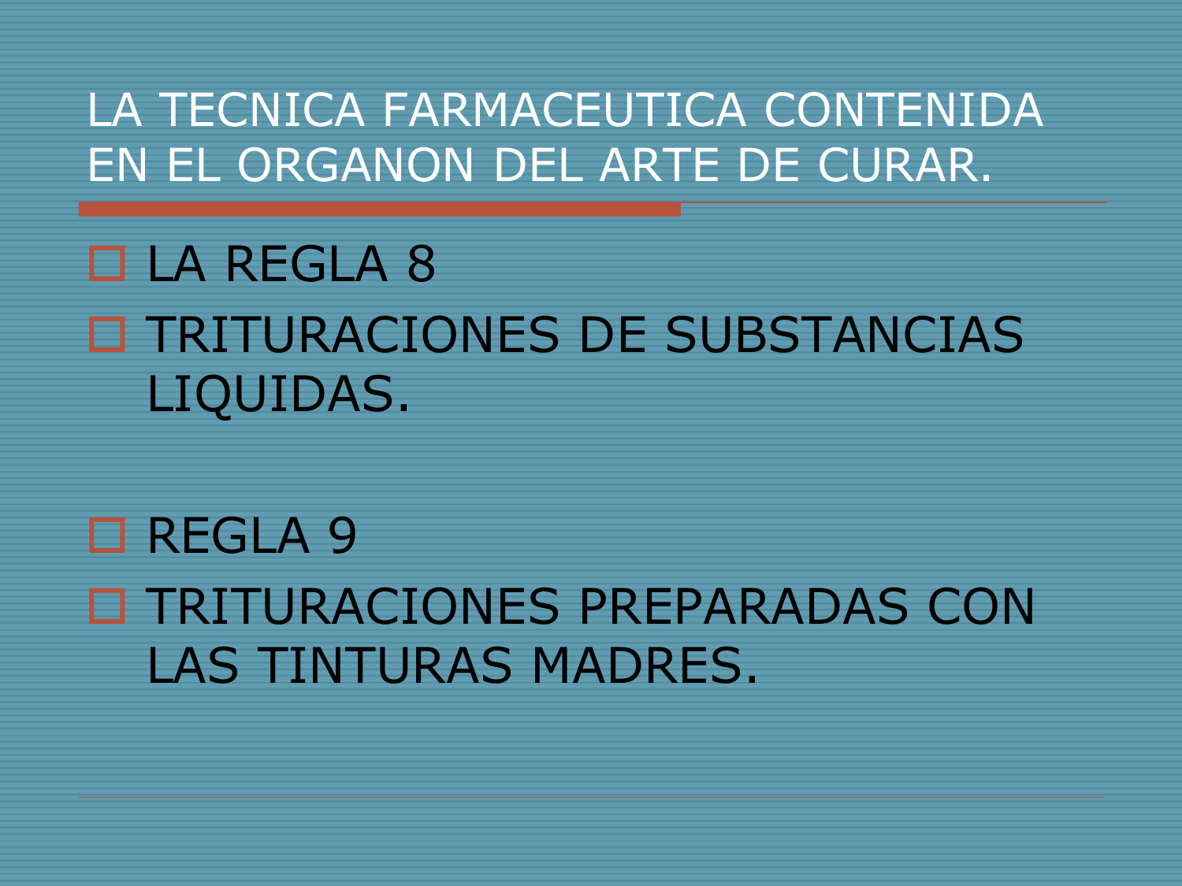# LA TECNICA FARMACEUTICA CONTENIDA EN EL ORGANON DEL ARTE DE CURAR.

- LA REGLA 8
- TRITURACIONES DE SUBSTANCIAS LIQUIDAS.

- REGLA 9
- TRITURACIONES PREPARADAS CON LAS TINTURAS MADRES.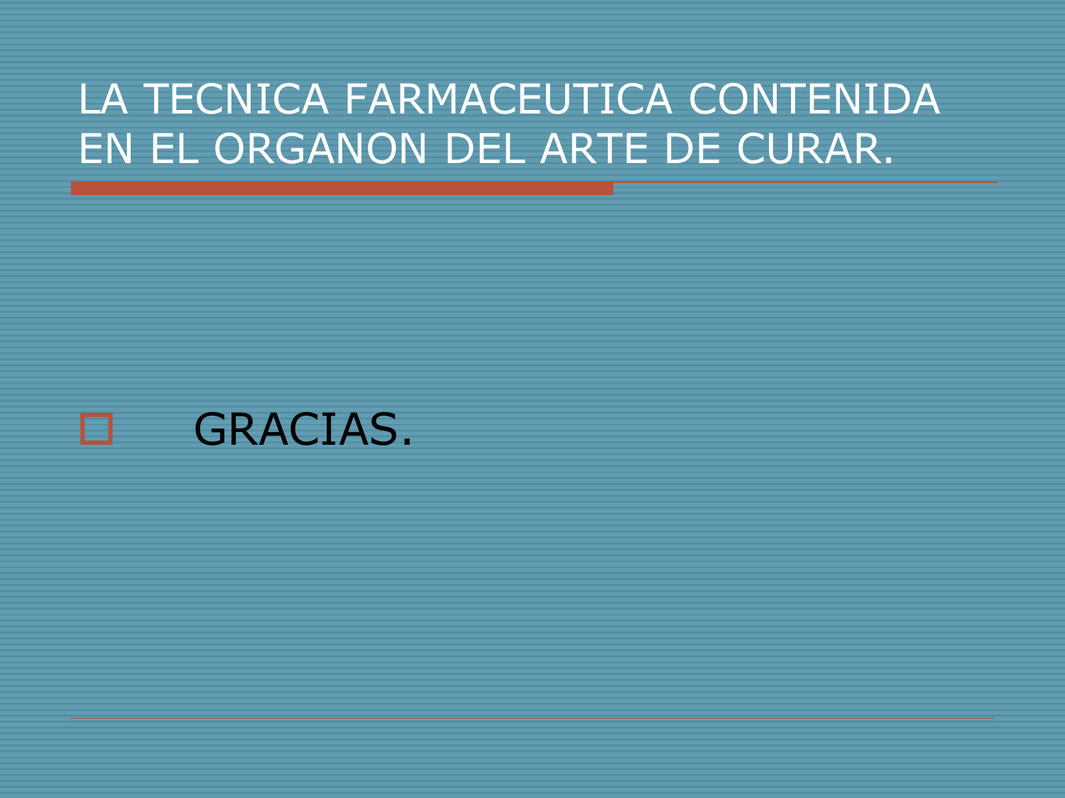# LA TECNICA FARMACEUTICA CONTENIDA EN EL ORGANON DEL ARTE DE CURAR.

- GRACIAS.